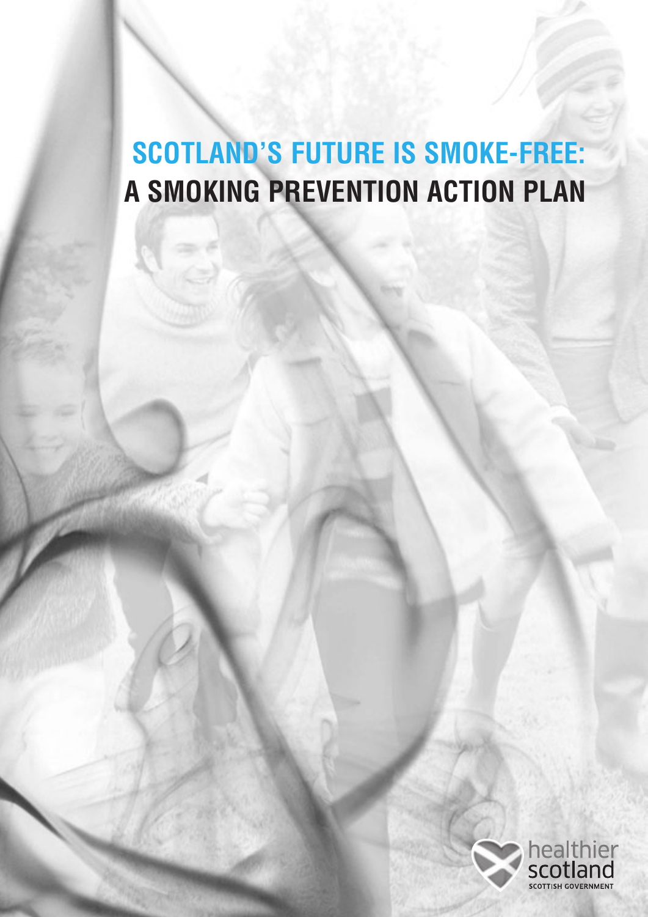# SCOTLAND'S FUTURE IS SMOKE-FREE:
# A SMOKING PREVENTION ACTION PLAN

healthier scotland
SCOTTISH GOVERNMENT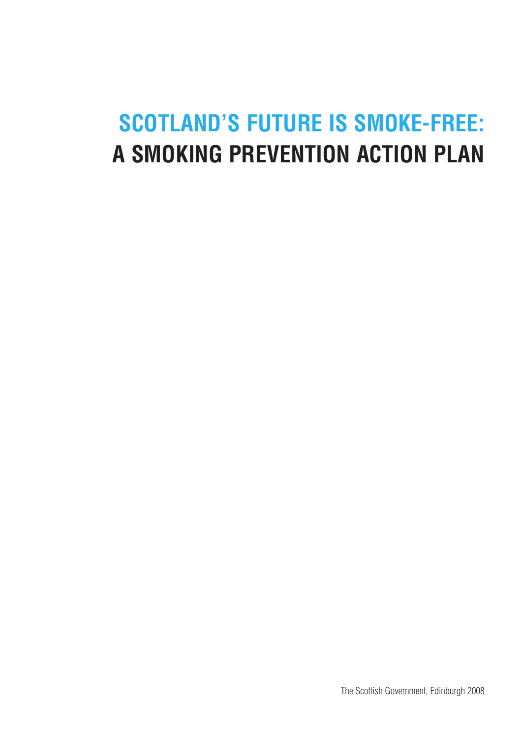# SCOTLAND'S FUTURE IS SMOKE-FREE:
# A SMOKING PREVENTION ACTION PLAN

The Scottish Government, Edinburgh 2008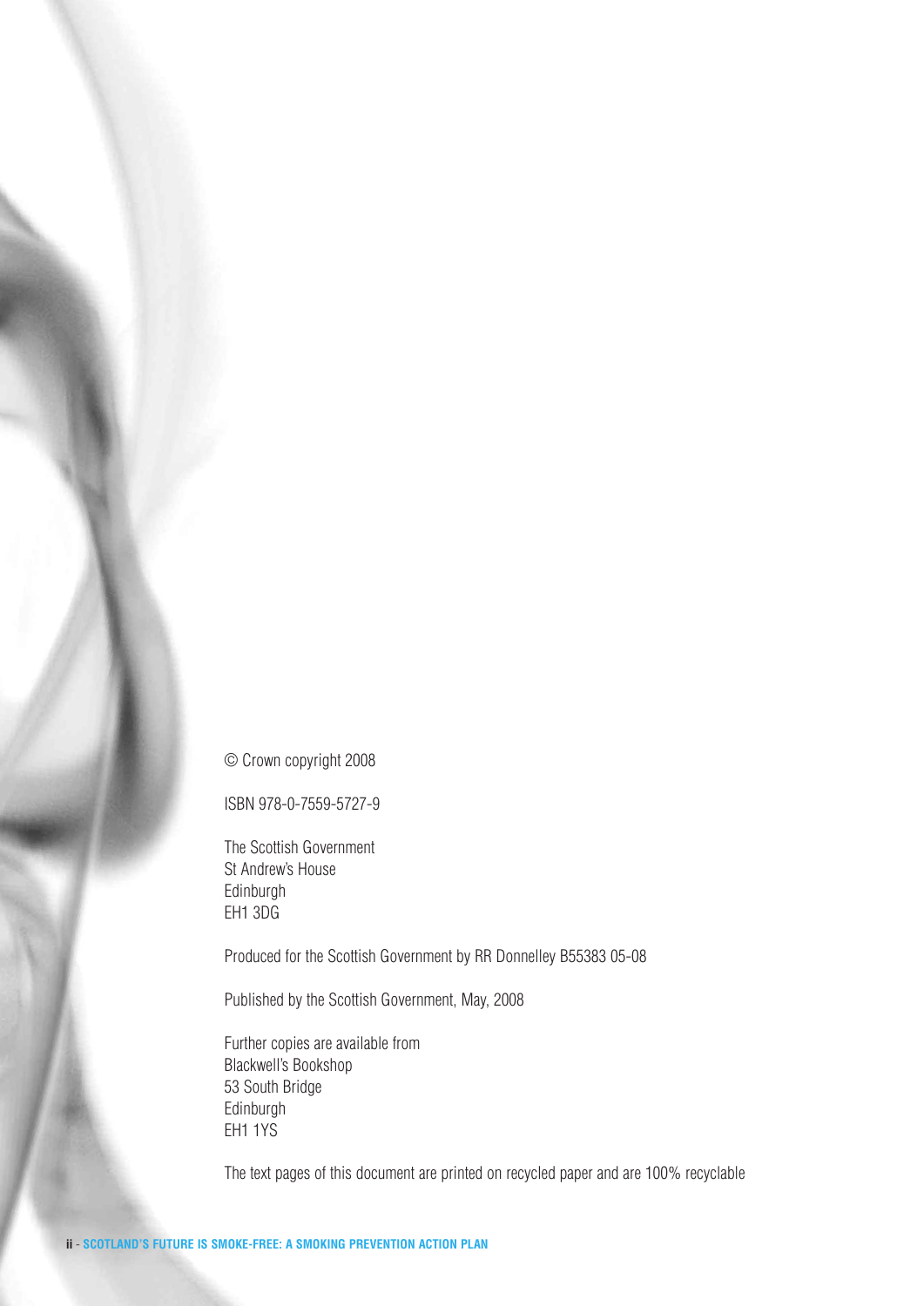© Crown copyright 2008

ISBN 978-0-7559-5727-9

The Scottish Government
St Andrew's House
Edinburgh
EH1 3DG

Produced for the Scottish Government by RR Donnelley B55383 05-08

Published by the Scottish Government, May, 2008

Further copies are available from
Blackwell's Bookshop
53 South Bridge
Edinburgh
EH1 1YS

The text pages of this document are printed on recycled paper and are 100% recyclable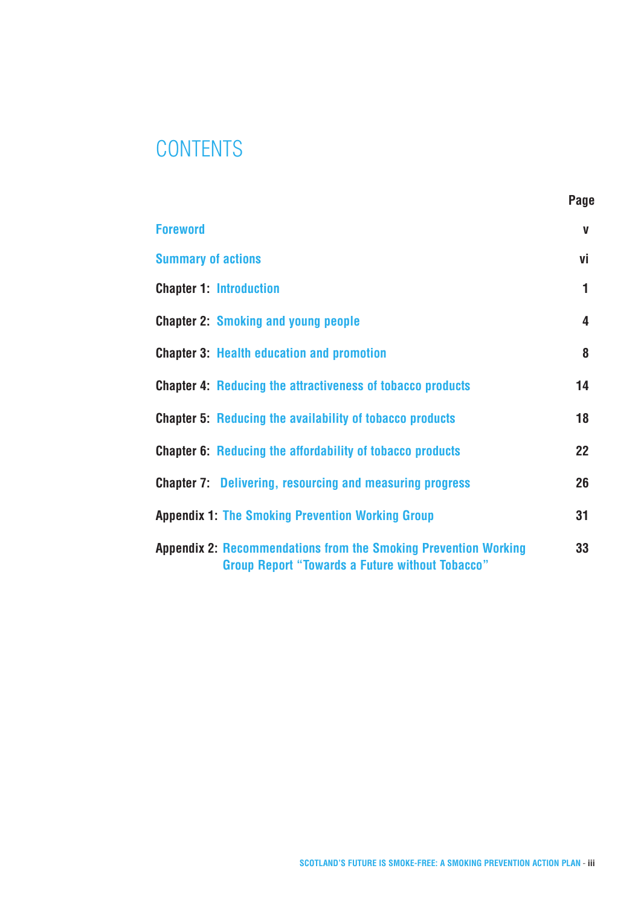# CONTENTS

| | Page |
|---|---|
| Foreword | v |
| Summary of actions | vi |
| **Chapter 1:** Introduction | 1 |
| **Chapter 2:** Smoking and young people | 4 |
| **Chapter 3:** Health education and promotion | 8 |
| **Chapter 4:** Reducing the attractiveness of tobacco products | 14 |
| **Chapter 5:** Reducing the availability of tobacco products | 18 |
| **Chapter 6:** Reducing the affordability of tobacco products | 22 |
| **Chapter 7:** Delivering, resourcing and measuring progress | 26 |
| **Appendix 1:** The Smoking Prevention Working Group | 31 |
| **Appendix 2:** Recommendations from the Smoking Prevention Working Group Report "Towards a Future without Tobacco" | 33 |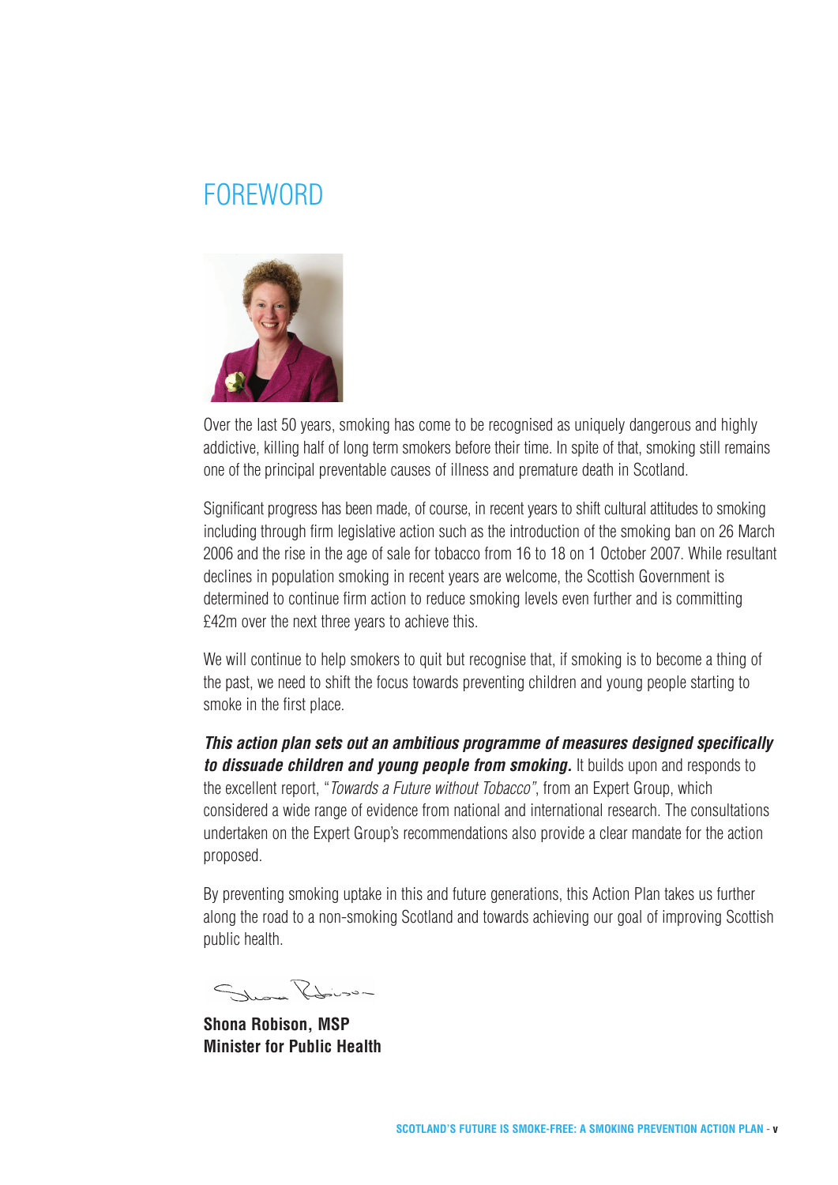# FOREWORD

Over the last 50 years, smoking has come to be recognised as uniquely dangerous and highly addictive, killing half of long term smokers before their time. In spite of that, smoking still remains one of the principal preventable causes of illness and premature death in Scotland.

Significant progress has been made, of course, in recent years to shift cultural attitudes to smoking including through firm legislative action such as the introduction of the smoking ban on 26 March 2006 and the rise in the age of sale for tobacco from 16 to 18 on 1 October 2007. While resultant declines in population smoking in recent years are welcome, the Scottish Government is determined to continue firm action to reduce smoking levels even further and is committing £42m over the next three years to achieve this.

We will continue to help smokers to quit but recognise that, if smoking is to become a thing of the past, we need to shift the focus towards preventing children and young people starting to smoke in the first place.

***This action plan sets out an ambitious programme of measures designed specifically to dissuade children and young people from smoking.*** It builds upon and responds to the excellent report, "*Towards a Future without Tobacco*", from an Expert Group, which considered a wide range of evidence from national and international research. The consultations undertaken on the Expert Group's recommendations also provide a clear mandate for the action proposed.

By preventing smoking uptake in this and future generations, this Action Plan takes us further along the road to a non-smoking Scotland and towards achieving our goal of improving Scottish public health.

**Shona Robison, MSP**
**Minister for Public Health**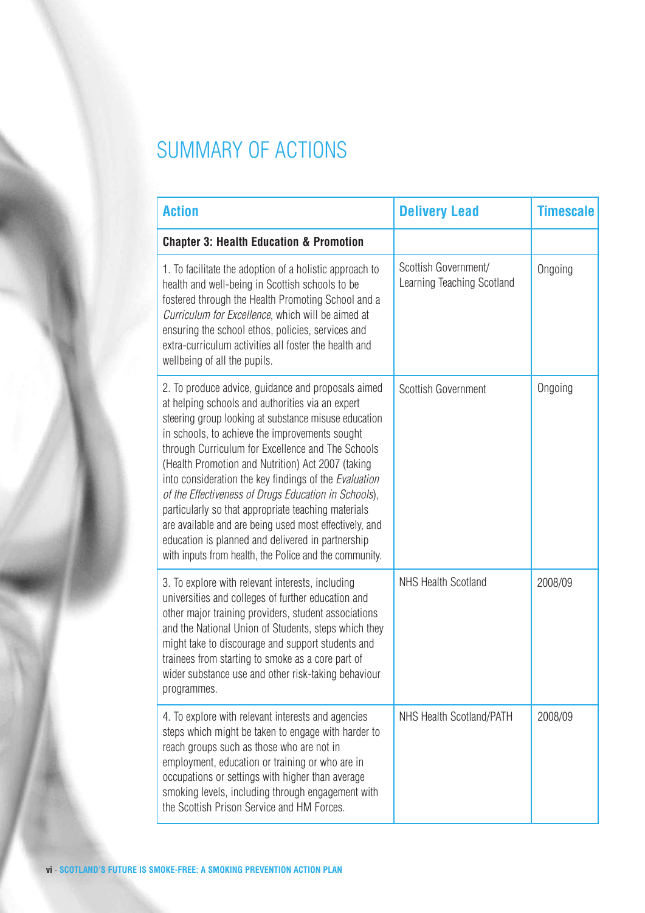# SUMMARY OF ACTIONS

| Action | Delivery Lead | Timescale |
|---|---|---|
| **Chapter 3: Health Education & Promotion** | | |
| 1. To facilitate the adoption of a holistic approach to health and well-being in Scottish schools to be fostered through the Health Promoting School and a *Curriculum for Excellence*, which will be aimed at ensuring the school ethos, policies, services and extra-curriculum activities all foster the health and wellbeing of all the pupils. | Scottish Government/ Learning Teaching Scotland | Ongoing |
| 2. To produce advice, guidance and proposals aimed at helping schools and authorities via an expert steering group looking at substance misuse education in schools, to achieve the improvements sought through Curriculum for Excellence and The Schools (Health Promotion and Nutrition) Act 2007 (taking into consideration the key findings of the *Evaluation of the Effectiveness of Drugs Education in Schools*), particularly so that appropriate teaching materials are available and are being used most effectively, and education is planned and delivered in partnership with inputs from health, the Police and the community. | Scottish Government | Ongoing |
| 3. To explore with relevant interests, including universities and colleges of further education and other major training providers, student associations and the National Union of Students, steps which they might take to discourage and support students and trainees from starting to smoke as a core part of wider substance use and other risk-taking behaviour programmes. | NHS Health Scotland | 2008/09 |
| 4. To explore with relevant interests and agencies steps which might be taken to engage with harder to reach groups such as those who are not in employment, education or training or who are in occupations or settings with higher than average smoking levels, including through engagement with the Scottish Prison Service and HM Forces. | NHS Health Scotland/PATH | 2008/09 |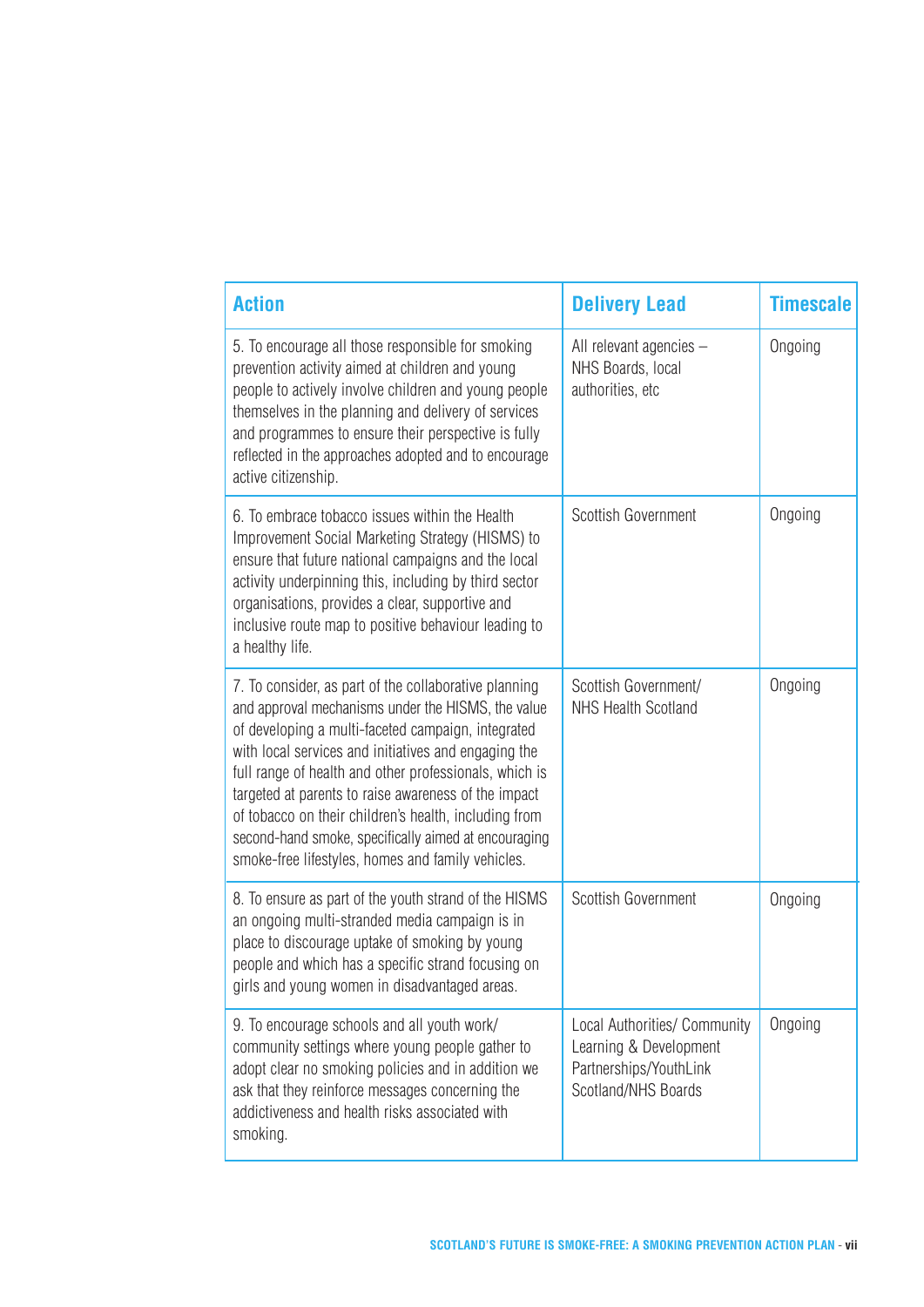| Action | Delivery Lead | Timescale |
| --- | --- | --- |
| 5. To encourage all those responsible for smoking prevention activity aimed at children and young people to actively involve children and young people themselves in the planning and delivery of services and programmes to ensure their perspective is fully reflected in the approaches adopted and to encourage active citizenship. | All relevant agencies – NHS Boards, local authorities, etc | Ongoing |
| 6. To embrace tobacco issues within the Health Improvement Social Marketing Strategy (HISMS) to ensure that future national campaigns and the local activity underpinning this, including by third sector organisations, provides a clear, supportive and inclusive route map to positive behaviour leading to a healthy life. | Scottish Government | Ongoing |
| 7. To consider, as part of the collaborative planning and approval mechanisms under the HISMS, the value of developing a multi-faceted campaign, integrated with local services and initiatives and engaging the full range of health and other professionals, which is targeted at parents to raise awareness of the impact of tobacco on their children's health, including from second-hand smoke, specifically aimed at encouraging smoke-free lifestyles, homes and family vehicles. | Scottish Government/ NHS Health Scotland | Ongoing |
| 8. To ensure as part of the youth strand of the HISMS an ongoing multi-stranded media campaign is in place to discourage uptake of smoking by young people and which has a specific strand focusing on girls and young women in disadvantaged areas. | Scottish Government | Ongoing |
| 9. To encourage schools and all youth work/ community settings where young people gather to adopt clear no smoking policies and in addition we ask that they reinforce messages concerning the addictiveness and health risks associated with smoking. | Local Authorities/ Community Learning & Development Partnerships/YouthLink Scotland/NHS Boards | Ongoing |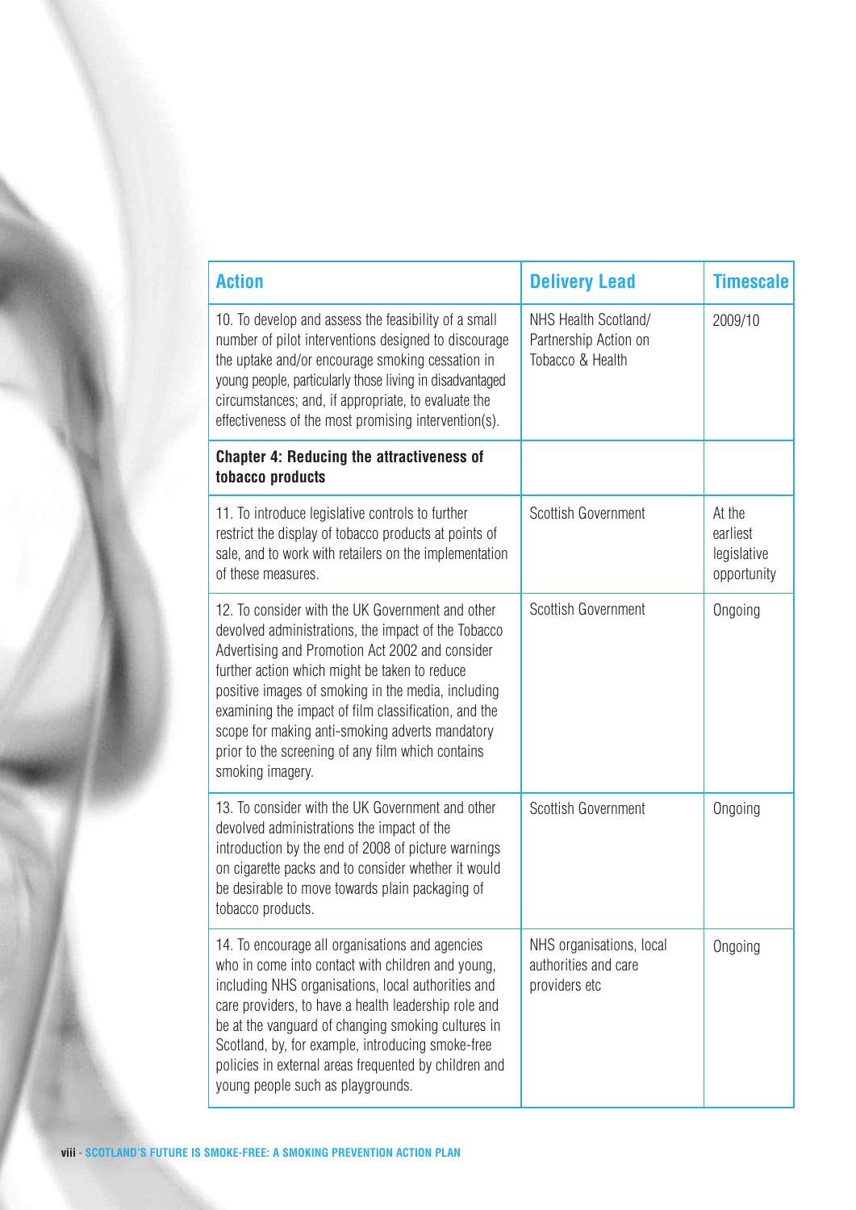| Action | Delivery Lead | Timescale |
|---|---|---|
| 10. To develop and assess the feasibility of a small number of pilot interventions designed to discourage the uptake and/or encourage smoking cessation in young people, particularly those living in disadvantaged circumstances; and, if appropriate, to evaluate the effectiveness of the most promising intervention(s). | NHS Health Scotland/ Partnership Action on Tobacco & Health | 2009/10 |
| **Chapter 4: Reducing the attractiveness of tobacco products** | | |
| 11. To introduce legislative controls to further restrict the display of tobacco products at points of sale, and to work with retailers on the implementation of these measures. | Scottish Government | At the earliest legislative opportunity |
| 12. To consider with the UK Government and other devolved administrations, the impact of the Tobacco Advertising and Promotion Act 2002 and consider further action which might be taken to reduce positive images of smoking in the media, including examining the impact of film classification, and the scope for making anti-smoking adverts mandatory prior to the screening of any film which contains smoking imagery. | Scottish Government | Ongoing |
| 13. To consider with the UK Government and other devolved administrations the impact of the introduction by the end of 2008 of picture warnings on cigarette packs and to consider whether it would be desirable to move towards plain packaging of tobacco products. | Scottish Government | Ongoing |
| 14. To encourage all organisations and agencies who in come into contact with children and young, including NHS organisations, local authorities and care providers, to have a health leadership role and be at the vanguard of changing smoking cultures in Scotland, by, for example, introducing smoke-free policies in external areas frequented by children and young people such as playgrounds. | NHS organisations, local authorities and care providers etc | Ongoing |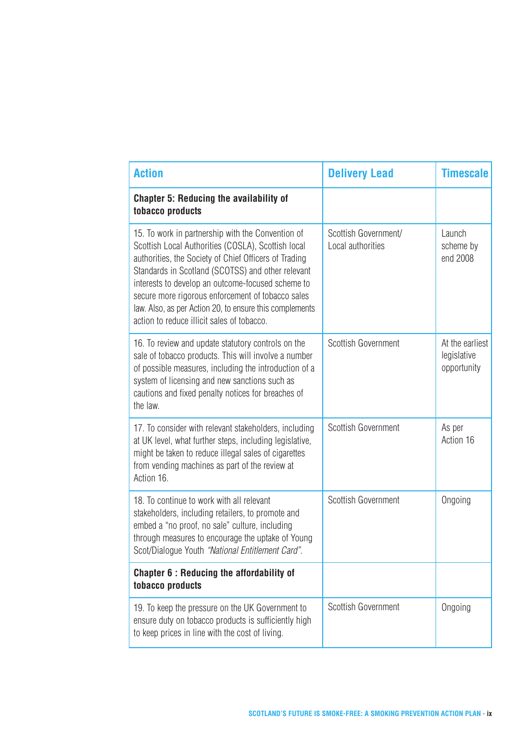| Action | Delivery Lead | Timescale |
|---|---|---|
| **Chapter 5: Reducing the availability of tobacco products** | | |
| 15. To work in partnership with the Convention of Scottish Local Authorities (COSLA), Scottish local authorities, the Society of Chief Officers of Trading Standards in Scotland (SCOTSS) and other relevant interests to develop an outcome-focused scheme to secure more rigorous enforcement of tobacco sales law. Also, as per Action 20, to ensure this complements action to reduce illicit sales of tobacco. | Scottish Government/ Local authorities | Launch scheme by end 2008 |
| 16. To review and update statutory controls on the sale of tobacco products. This will involve a number of possible measures, including the introduction of a system of licensing and new sanctions such as cautions and fixed penalty notices for breaches of the law. | Scottish Government | At the earliest legislative opportunity |
| 17. To consider with relevant stakeholders, including at UK level, what further steps, including legislative, might be taken to reduce illegal sales of cigarettes from vending machines as part of the review at Action 16. | Scottish Government | As per Action 16 |
| 18. To continue to work with all relevant stakeholders, including retailers, to promote and embed a "no proof, no sale" culture, including through measures to encourage the uptake of Young Scot/Dialogue Youth *"National Entitlement Card"*. | Scottish Government | Ongoing |
| **Chapter 6 : Reducing the affordability of tobacco products** | | |
| 19. To keep the pressure on the UK Government to ensure duty on tobacco products is sufficiently high to keep prices in line with the cost of living. | Scottish Government | Ongoing |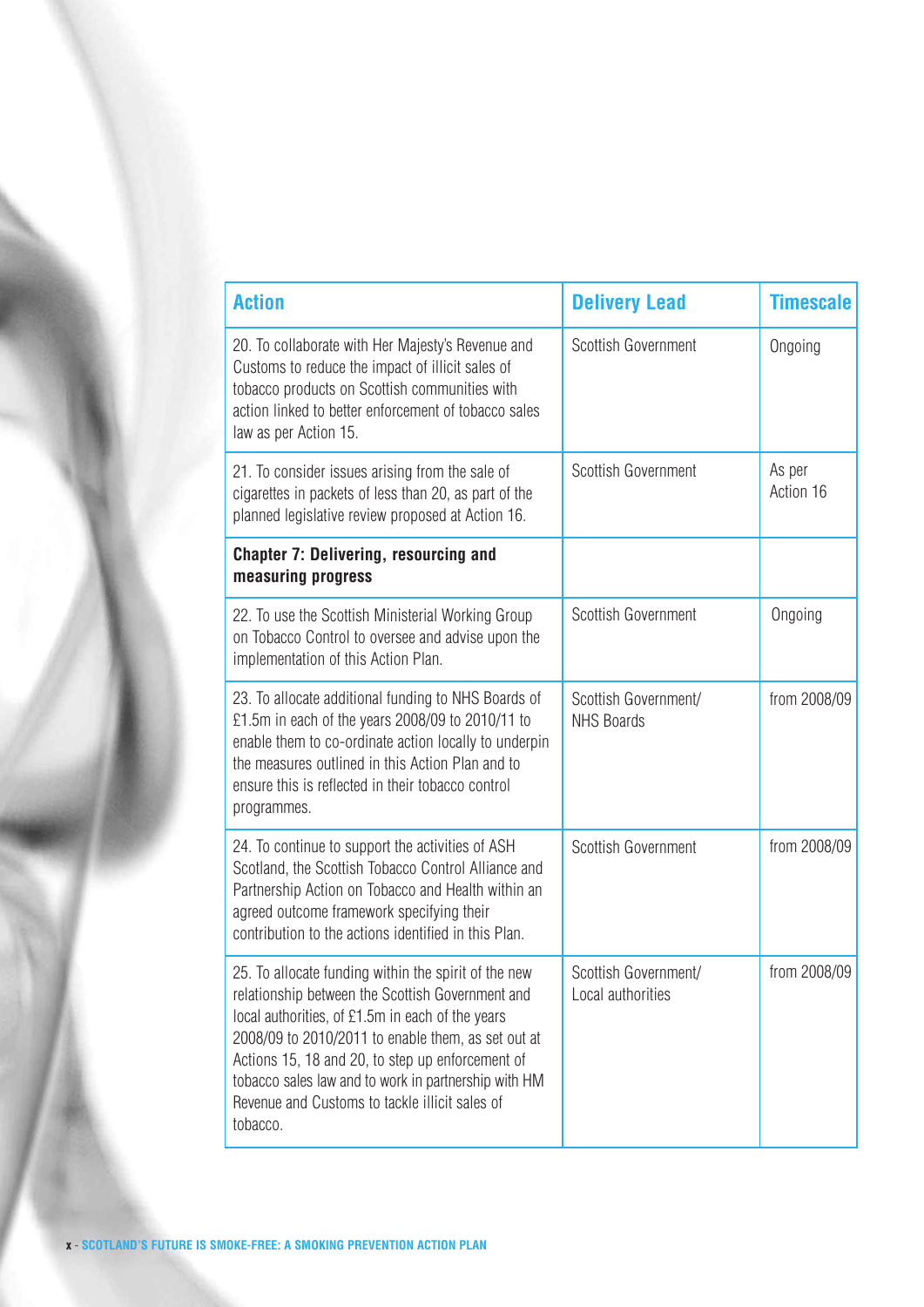| Action | Delivery Lead | Timescale |
|---|---|---|
| 20. To collaborate with Her Majesty's Revenue and Customs to reduce the impact of illicit sales of tobacco products on Scottish communities with action linked to better enforcement of tobacco sales law as per Action 15. | Scottish Government | Ongoing |
| 21. To consider issues arising from the sale of cigarettes in packets of less than 20, as part of the planned legislative review proposed at Action 16. | Scottish Government | As per Action 16 |
| **Chapter 7: Delivering, resourcing and measuring progress** | | |
| 22. To use the Scottish Ministerial Working Group on Tobacco Control to oversee and advise upon the implementation of this Action Plan. | Scottish Government | Ongoing |
| 23. To allocate additional funding to NHS Boards of £1.5m in each of the years 2008/09 to 2010/11 to enable them to co-ordinate action locally to underpin the measures outlined in this Action Plan and to ensure this is reflected in their tobacco control programmes. | Scottish Government/ NHS Boards | from 2008/09 |
| 24. To continue to support the activities of ASH Scotland, the Scottish Tobacco Control Alliance and Partnership Action on Tobacco and Health within an agreed outcome framework specifying their contribution to the actions identified in this Plan. | Scottish Government | from 2008/09 |
| 25. To allocate funding within the spirit of the new relationship between the Scottish Government and local authorities, of £1.5m in each of the years 2008/09 to 2010/2011 to enable them, as set out at Actions 15, 18 and 20, to step up enforcement of tobacco sales law and to work in partnership with HM Revenue and Customs to tackle illicit sales of tobacco. | Scottish Government/ Local authorities | from 2008/09 |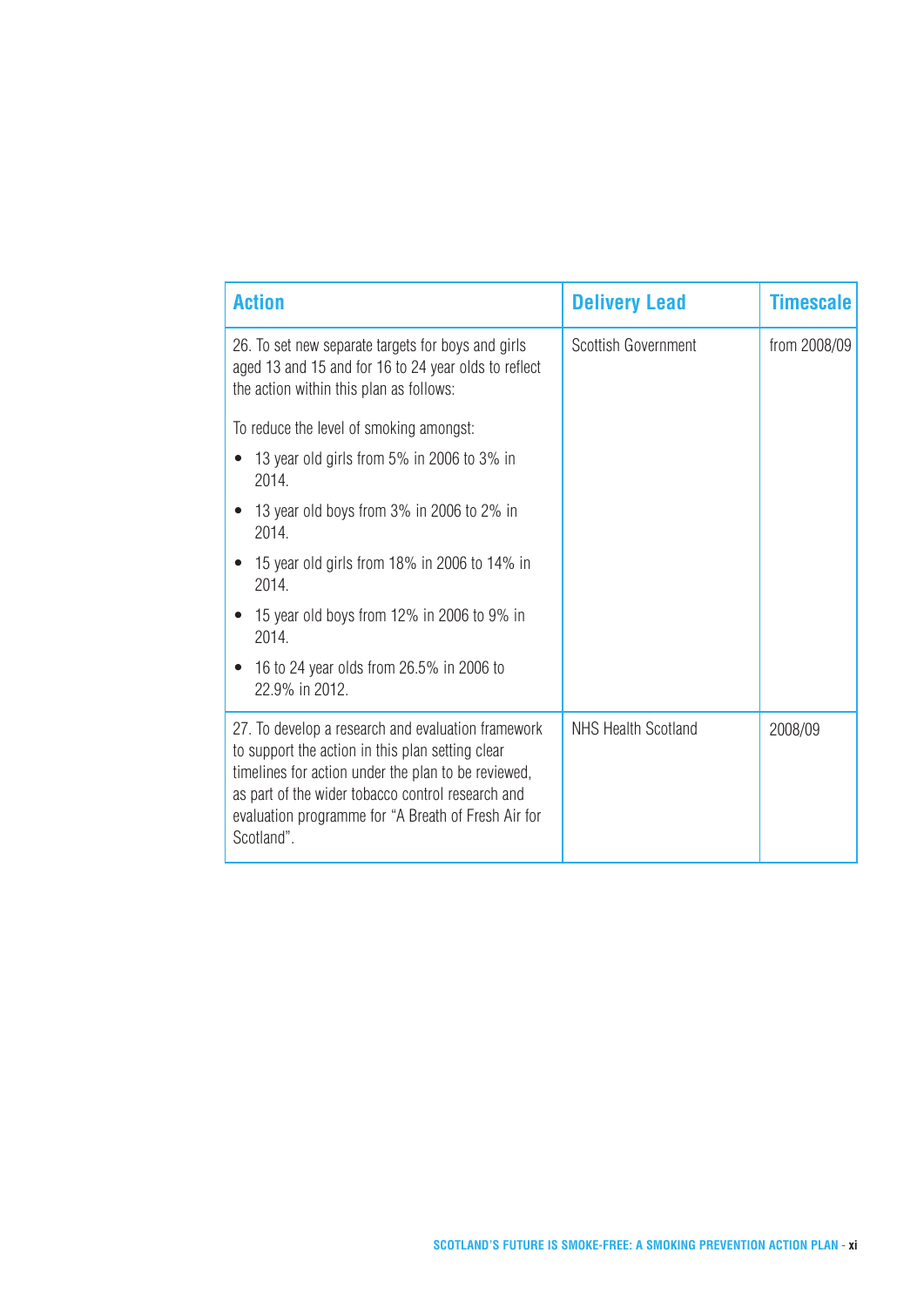| Action | Delivery Lead | Timescale |
|---|---|---|
| 26. To set new separate targets for boys and girls aged 13 and 15 and for 16 to 24 year olds to reflect the action within this plan as follows:<br><br>To reduce the level of smoking amongst:<br>• 13 year old girls from 5% in 2006 to 3% in 2014.<br>• 13 year old boys from 3% in 2006 to 2% in 2014.<br>• 15 year old girls from 18% in 2006 to 14% in 2014.<br>• 15 year old boys from 12% in 2006 to 9% in 2014.<br>• 16 to 24 year olds from 26.5% in 2006 to 22.9% in 2012. | Scottish Government | from 2008/09 |
| 27. To develop a research and evaluation framework to support the action in this plan setting clear timelines for action under the plan to be reviewed, as part of the wider tobacco control research and evaluation programme for "A Breath of Fresh Air for Scotland". | NHS Health Scotland | 2008/09 |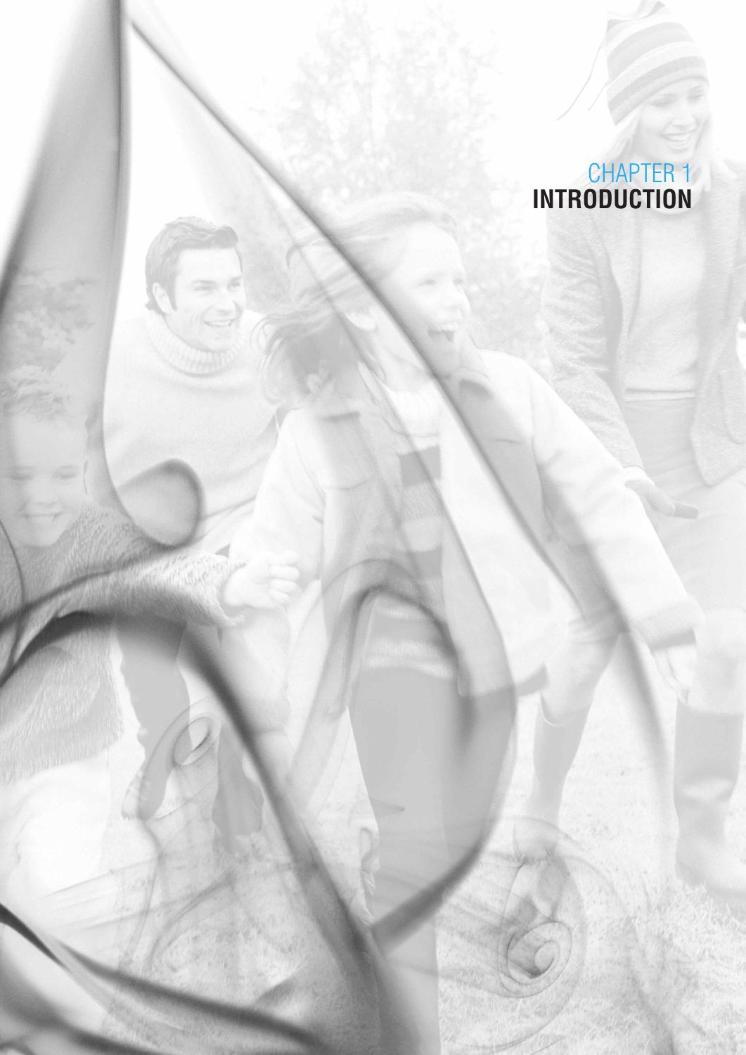# CHAPTER 1
# INTRODUCTION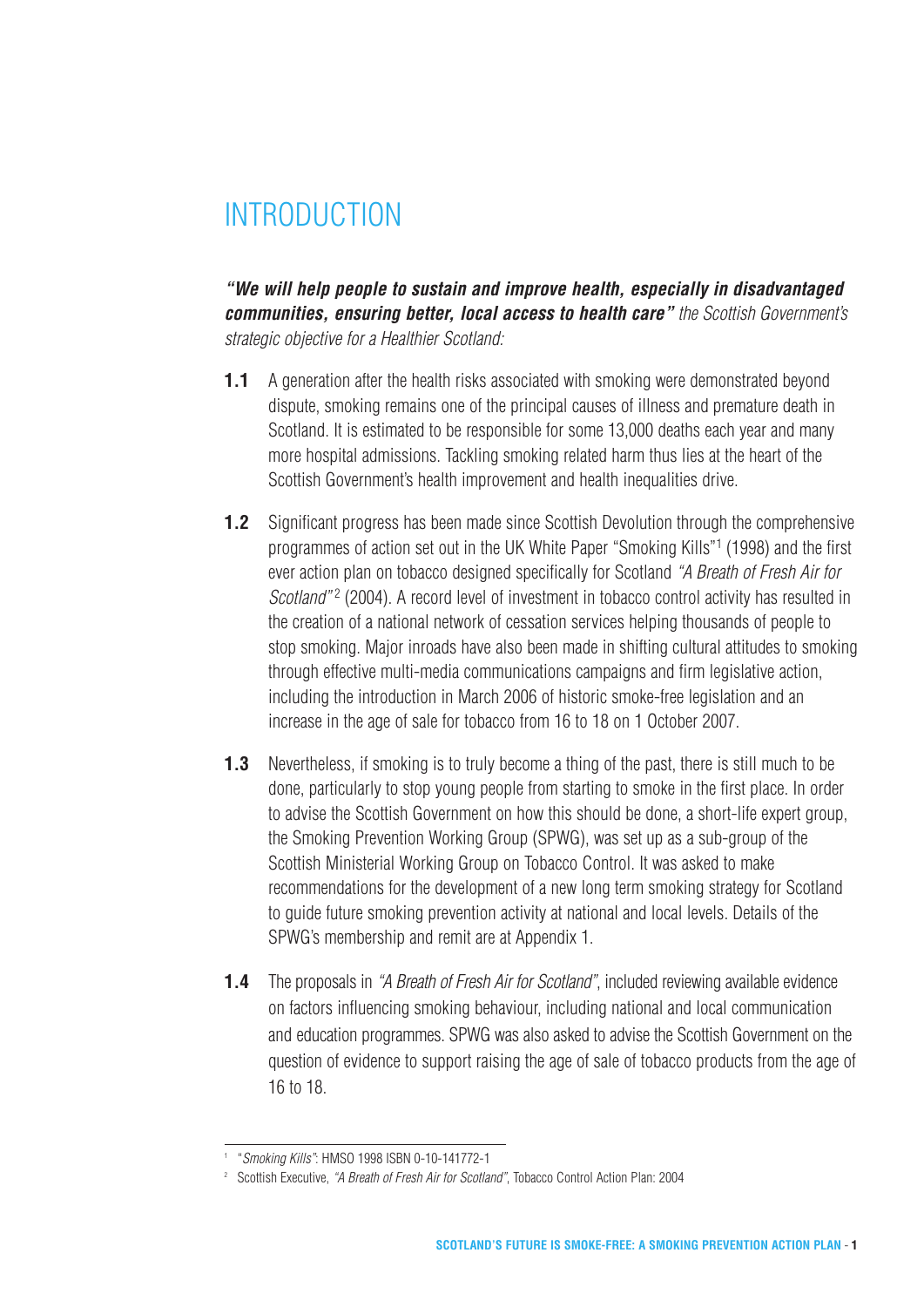# INTRODUCTION

***"We will help people to sustain and improve health, especially in disadvantaged communities, ensuring better, local access to health care"*** *the Scottish Government's strategic objective for a Healthier Scotland:*

**1.1** A generation after the health risks associated with smoking were demonstrated beyond dispute, smoking remains one of the principal causes of illness and premature death in Scotland. It is estimated to be responsible for some 13,000 deaths each year and many more hospital admissions. Tackling smoking related harm thus lies at the heart of the Scottish Government's health improvement and health inequalities drive.

**1.2** Significant progress has been made since Scottish Devolution through the comprehensive programmes of action set out in the UK White Paper "Smoking Kills"[1] (1998) and the first ever action plan on tobacco designed specifically for Scotland *"A Breath of Fresh Air for Scotland"*[2] (2004). A record level of investment in tobacco control activity has resulted in the creation of a national network of cessation services helping thousands of people to stop smoking. Major inroads have also been made in shifting cultural attitudes to smoking through effective multi-media communications campaigns and firm legislative action, including the introduction in March 2006 of historic smoke-free legislation and an increase in the age of sale for tobacco from 16 to 18 on 1 October 2007.

**1.3** Nevertheless, if smoking is to truly become a thing of the past, there is still much to be done, particularly to stop young people from starting to smoke in the first place. In order to advise the Scottish Government on how this should be done, a short-life expert group, the Smoking Prevention Working Group (SPWG), was set up as a sub-group of the Scottish Ministerial Working Group on Tobacco Control. It was asked to make recommendations for the development of a new long term smoking strategy for Scotland to guide future smoking prevention activity at national and local levels. Details of the SPWG's membership and remit are at Appendix 1.

**1.4** The proposals in *"A Breath of Fresh Air for Scotland"*, included reviewing available evidence on factors influencing smoking behaviour, including national and local communication and education programmes. SPWG was also asked to advise the Scottish Government on the question of evidence to support raising the age of sale of tobacco products from the age of 16 to 18.

---

[1] "*Smoking Kills*": HMSO 1998 ISBN 0-10-141772-1

[2] Scottish Executive, *"A Breath of Fresh Air for Scotland"*, Tobacco Control Action Plan: 2004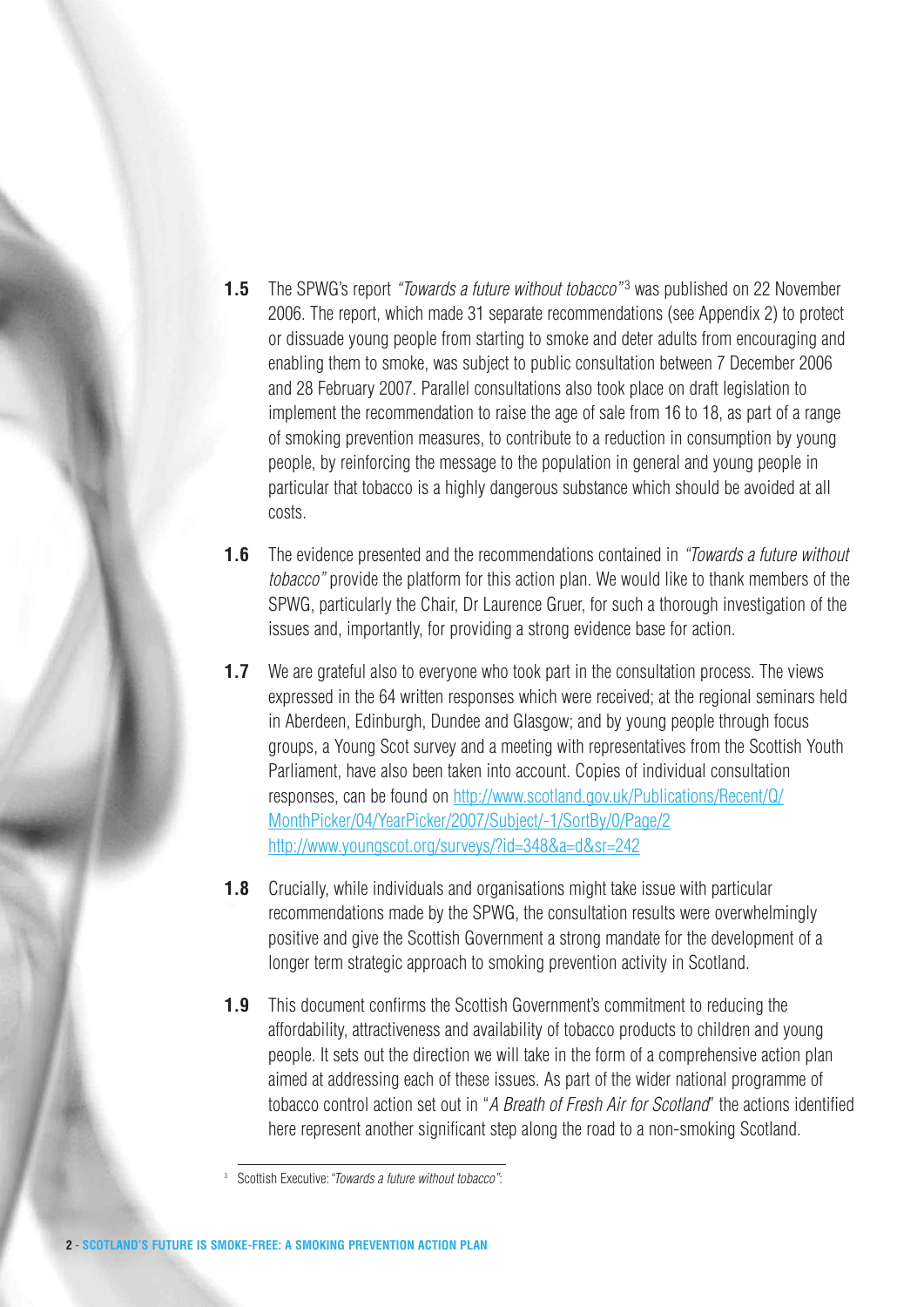**1.5** The SPWG's report *"Towards a future without tobacco"*[3] was published on 22 November 2006. The report, which made 31 separate recommendations (see Appendix 2) to protect or dissuade young people from starting to smoke and deter adults from encouraging and enabling them to smoke, was subject to public consultation between 7 December 2006 and 28 February 2007. Parallel consultations also took place on draft legislation to implement the recommendation to raise the age of sale from 16 to 18, as part of a range of smoking prevention measures, to contribute to a reduction in consumption by young people, by reinforcing the message to the population in general and young people in particular that tobacco is a highly dangerous substance which should be avoided at all costs.

**1.6** The evidence presented and the recommendations contained in *"Towards a future without tobacco"* provide the platform for this action plan. We would like to thank members of the SPWG, particularly the Chair, Dr Laurence Gruer, for such a thorough investigation of the issues and, importantly, for providing a strong evidence base for action.

**1.7** We are grateful also to everyone who took part in the consultation process. The views expressed in the 64 written responses which were received; at the regional seminars held in Aberdeen, Edinburgh, Dundee and Glasgow; and by young people through focus groups, a Young Scot survey and a meeting with representatives from the Scottish Youth Parliament, have also been taken into account. Copies of individual consultation responses, can be found on http://www.scotland.gov.uk/Publications/Recent/Q/MonthPicker/04/YearPicker/2007/Subject/-1/SortBy/0/Page/2 http://www.youngscot.org/surveys/?id=348&a=d&sr=242

**1.8** Crucially, while individuals and organisations might take issue with particular recommendations made by the SPWG, the consultation results were overwhelmingly positive and give the Scottish Government a strong mandate for the development of a longer term strategic approach to smoking prevention activity in Scotland.

**1.9** This document confirms the Scottish Government's commitment to reducing the affordability, attractiveness and availability of tobacco products to children and young people. It sets out the direction we will take in the form of a comprehensive action plan aimed at addressing each of these issues. As part of the wider national programme of tobacco control action set out in "*A Breath of Fresh Air for Scotland*" the actions identified here represent another significant step along the road to a non-smoking Scotland.

---

[3] Scottish Executive: *"Towards a future without tobacco"*: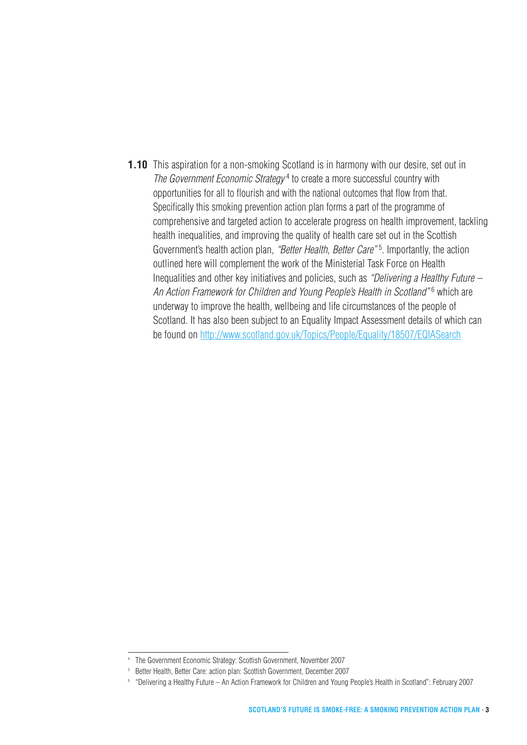**1.10** This aspiration for a non-smoking Scotland is in harmony with our desire, set out in *The Government Economic Strategy*[4] to create a more successful country with opportunities for all to flourish and with the national outcomes that flow from that. Specifically this smoking prevention action plan forms a part of the programme of comprehensive and targeted action to accelerate progress on health improvement, tackling health inequalities, and improving the quality of health care set out in the Scottish Government's health action plan, *"Better Health, Better Care"*[5]. Importantly, the action outlined here will complement the work of the Ministerial Task Force on Health Inequalities and other key initiatives and policies, such as *"Delivering a Healthy Future – An Action Framework for Children and Young People's Health in Scotland"*[6] which are underway to improve the health, wellbeing and life circumstances of the people of Scotland. It has also been subject to an Equality Impact Assessment details of which can be found on http://www.scotland.gov.uk/Topics/People/Equality/18507/EQIASearch

---

[4] The Government Economic Strategy: Scottish Government, November 2007

[5] Better Health, Better Care: action plan: Scottish Government, December 2007

[6] "Delivering a Healthy Future – An Action Framework for Children and Young People's Health in Scotland": February 2007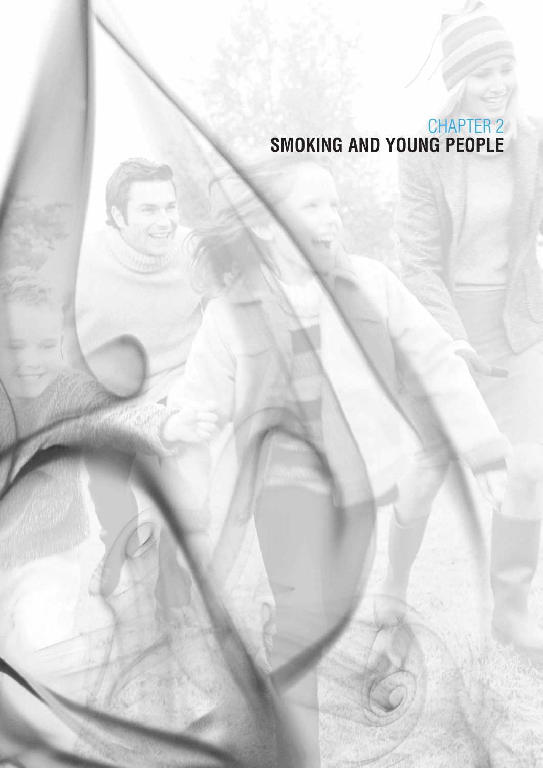# CHAPTER 2
# SMOKING AND YOUNG PEOPLE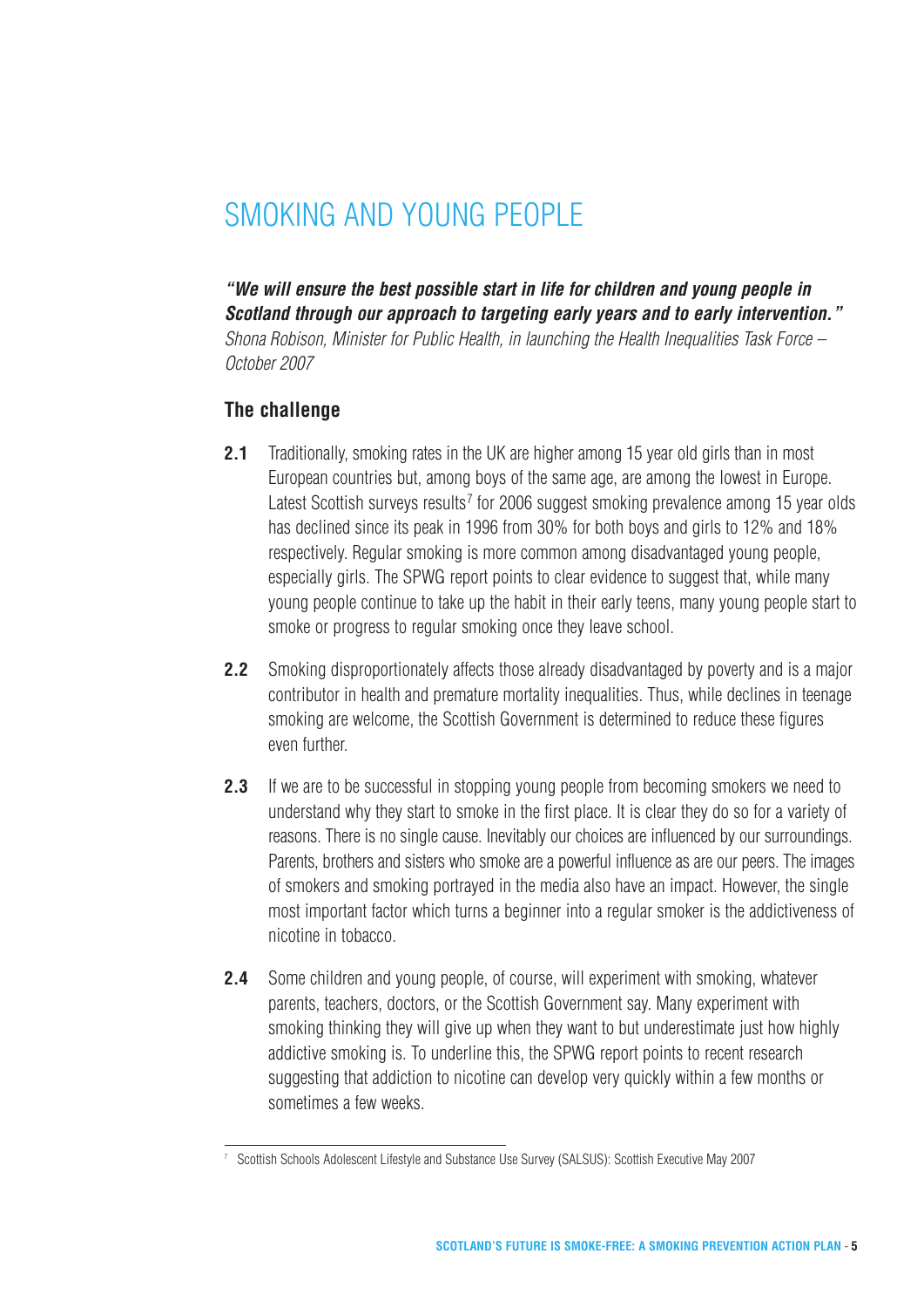# SMOKING AND YOUNG PEOPLE

***"We will ensure the best possible start in life for children and young people in Scotland through our approach to targeting early years and to early intervention."***
*Shona Robison, Minister for Public Health, in launching the Health Inequalities Task Force – October 2007*

## The challenge

**2.1** Traditionally, smoking rates in the UK are higher among 15 year old girls than in most European countries but, among boys of the same age, are among the lowest in Europe. Latest Scottish surveys results[7] for 2006 suggest smoking prevalence among 15 year olds has declined since its peak in 1996 from 30% for both boys and girls to 12% and 18% respectively. Regular smoking is more common among disadvantaged young people, especially girls. The SPWG report points to clear evidence to suggest that, while many young people continue to take up the habit in their early teens, many young people start to smoke or progress to regular smoking once they leave school.

**2.2** Smoking disproportionately affects those already disadvantaged by poverty and is a major contributor in health and premature mortality inequalities. Thus, while declines in teenage smoking are welcome, the Scottish Government is determined to reduce these figures even further.

**2.3** If we are to be successful in stopping young people from becoming smokers we need to understand why they start to smoke in the first place. It is clear they do so for a variety of reasons. There is no single cause. Inevitably our choices are influenced by our surroundings. Parents, brothers and sisters who smoke are a powerful influence as are our peers. The images of smokers and smoking portrayed in the media also have an impact. However, the single most important factor which turns a beginner into a regular smoker is the addictiveness of nicotine in tobacco.

**2.4** Some children and young people, of course, will experiment with smoking, whatever parents, teachers, doctors, or the Scottish Government say. Many experiment with smoking thinking they will give up when they want to but underestimate just how highly addictive smoking is. To underline this, the SPWG report points to recent research suggesting that addiction to nicotine can develop very quickly within a few months or sometimes a few weeks.

---

[7] Scottish Schools Adolescent Lifestyle and Substance Use Survey (SALSUS): Scottish Executive May 2007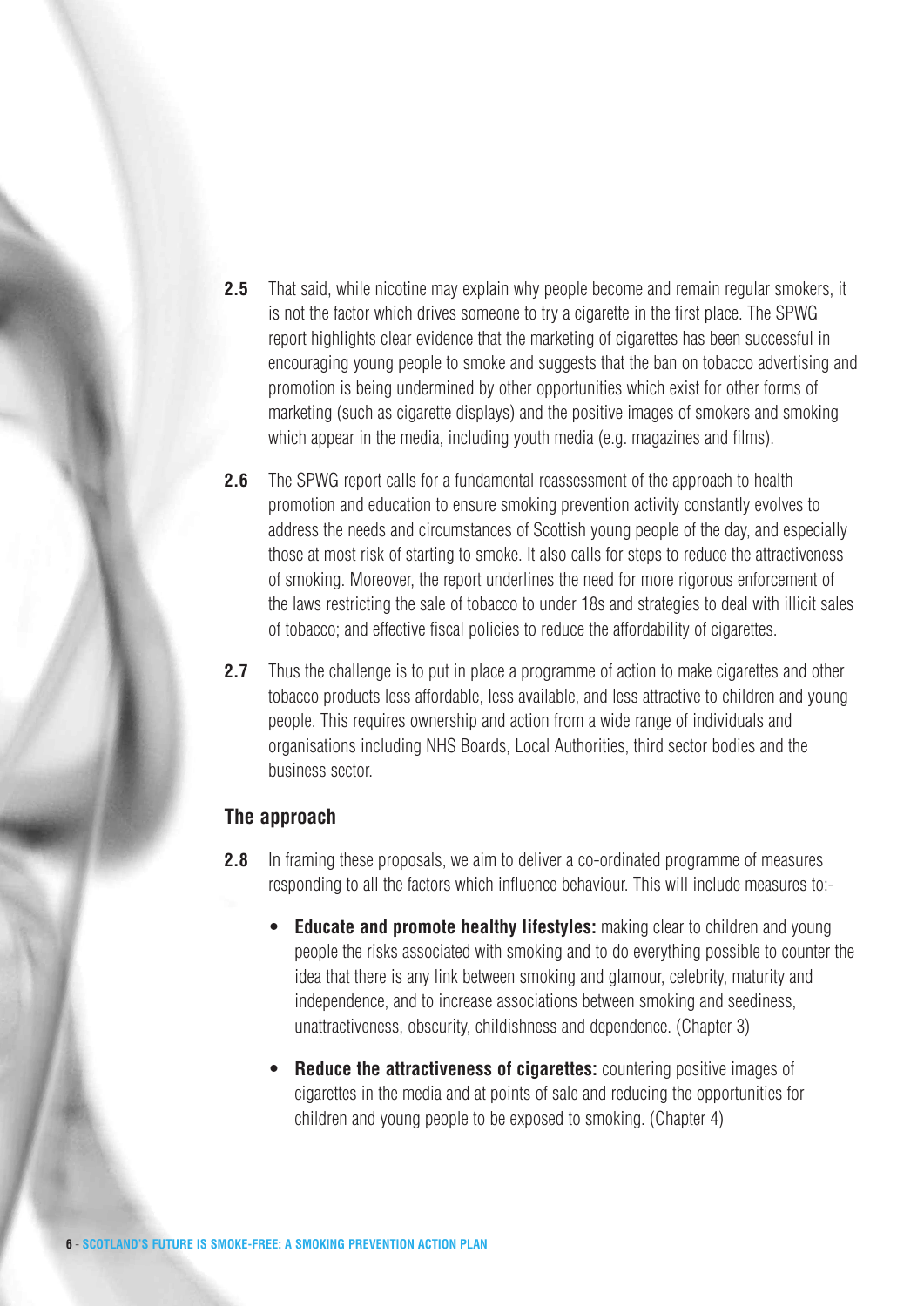**2.5** That said, while nicotine may explain why people become and remain regular smokers, it is not the factor which drives someone to try a cigarette in the first place. The SPWG report highlights clear evidence that the marketing of cigarettes has been successful in encouraging young people to smoke and suggests that the ban on tobacco advertising and promotion is being undermined by other opportunities which exist for other forms of marketing (such as cigarette displays) and the positive images of smokers and smoking which appear in the media, including youth media (e.g. magazines and films).

**2.6** The SPWG report calls for a fundamental reassessment of the approach to health promotion and education to ensure smoking prevention activity constantly evolves to address the needs and circumstances of Scottish young people of the day, and especially those at most risk of starting to smoke. It also calls for steps to reduce the attractiveness of smoking. Moreover, the report underlines the need for more rigorous enforcement of the laws restricting the sale of tobacco to under 18s and strategies to deal with illicit sales of tobacco; and effective fiscal policies to reduce the affordability of cigarettes.

**2.7** Thus the challenge is to put in place a programme of action to make cigarettes and other tobacco products less affordable, less available, and less attractive to children and young people. This requires ownership and action from a wide range of individuals and organisations including NHS Boards, Local Authorities, third sector bodies and the business sector.

## The approach

**2.8** In framing these proposals, we aim to deliver a co-ordinated programme of measures responding to all the factors which influence behaviour. This will include measures to:-

- **Educate and promote healthy lifestyles:** making clear to children and young people the risks associated with smoking and to do everything possible to counter the idea that there is any link between smoking and glamour, celebrity, maturity and independence, and to increase associations between smoking and seediness, unattractiveness, obscurity, childishness and dependence. (Chapter 3)

- **Reduce the attractiveness of cigarettes:** countering positive images of cigarettes in the media and at points of sale and reducing the opportunities for children and young people to be exposed to smoking. (Chapter 4)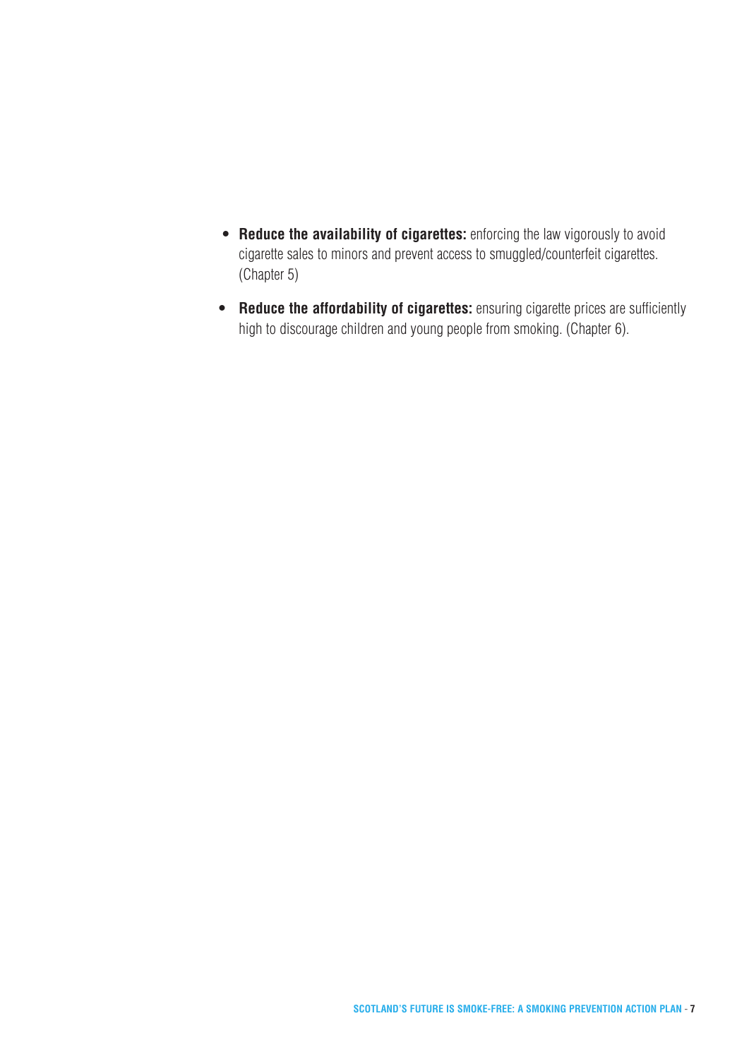- **Reduce the availability of cigarettes:** enforcing the law vigorously to avoid cigarette sales to minors and prevent access to smuggled/counterfeit cigarettes. (Chapter 5)

- **Reduce the affordability of cigarettes:** ensuring cigarette prices are sufficiently high to discourage children and young people from smoking. (Chapter 6).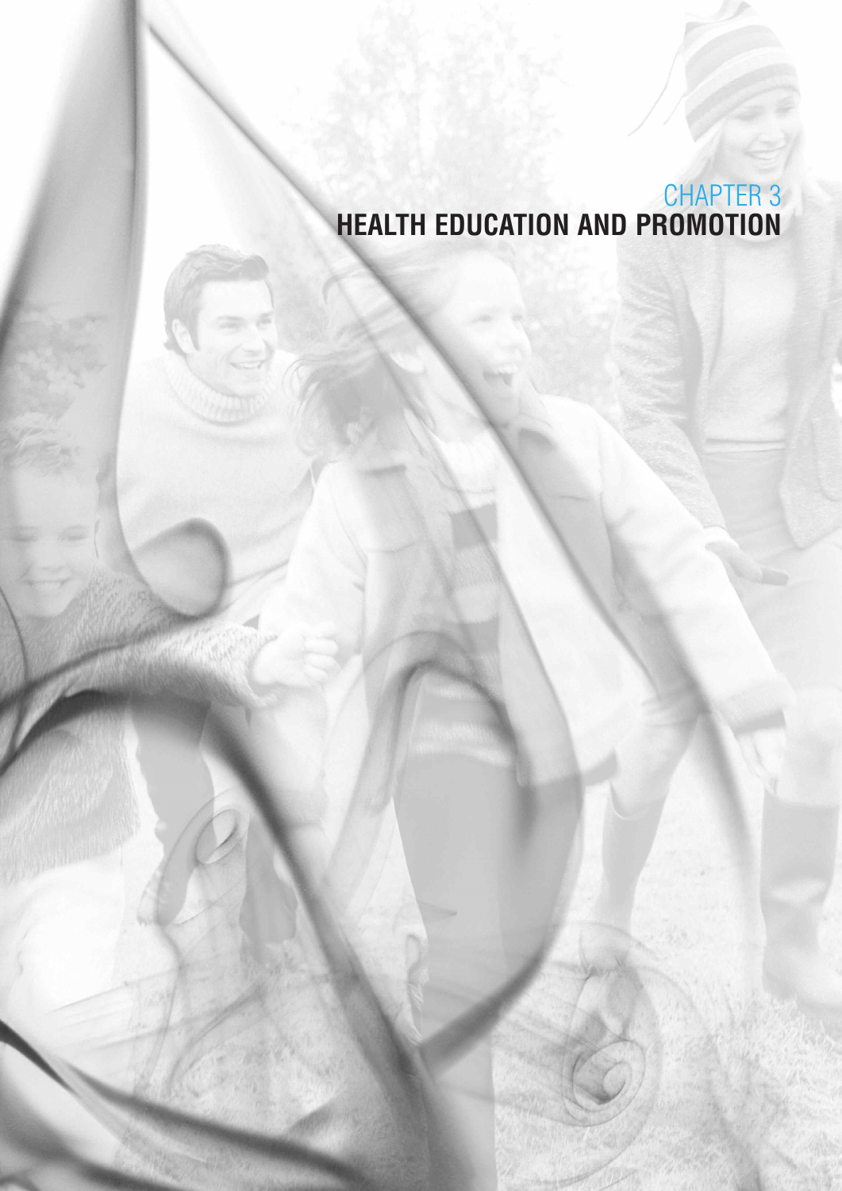# CHAPTER 3
# HEALTH EDUCATION AND PROMOTION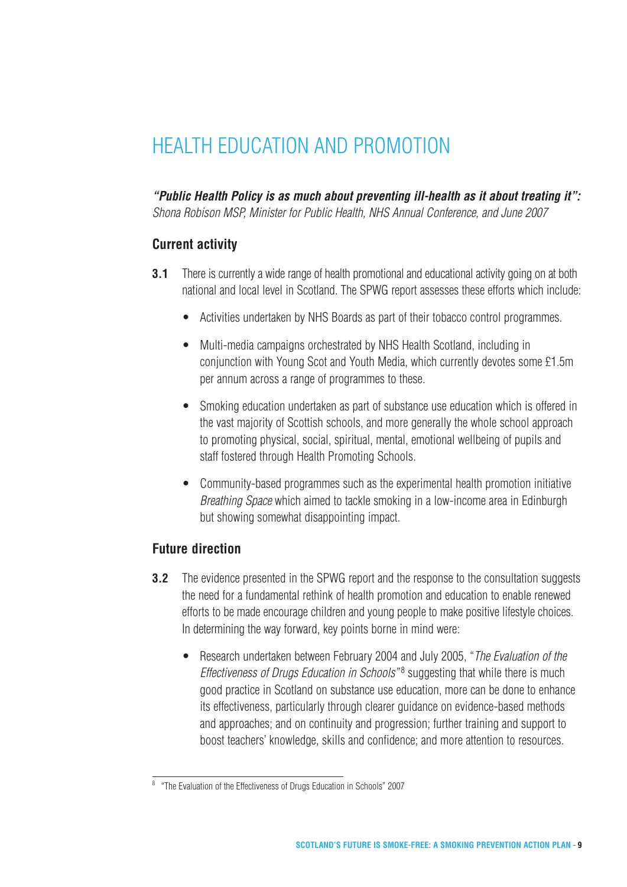# HEALTH EDUCATION AND PROMOTION

***"Public Health Policy is as much about preventing ill-health as it about treating it":***
*Shona Robison MSP, Minister for Public Health, NHS Annual Conference, and June 2007*

## Current activity

**3.1** There is currently a wide range of health promotional and educational activity going on at both national and local level in Scotland. The SPWG report assesses these efforts which include:

- Activities undertaken by NHS Boards as part of their tobacco control programmes.
- Multi-media campaigns orchestrated by NHS Health Scotland, including in conjunction with Young Scot and Youth Media, which currently devotes some £1.5m per annum across a range of programmes to these.
- Smoking education undertaken as part of substance use education which is offered in the vast majority of Scottish schools, and more generally the whole school approach to promoting physical, social, spiritual, mental, emotional wellbeing of pupils and staff fostered through Health Promoting Schools.
- Community-based programmes such as the experimental health promotion initiative *Breathing Space* which aimed to tackle smoking in a low-income area in Edinburgh but showing somewhat disappointing impact.

## Future direction

**3.2** The evidence presented in the SPWG report and the response to the consultation suggests the need for a fundamental rethink of health promotion and education to enable renewed efforts to be made encourage children and young people to make positive lifestyle choices. In determining the way forward, key points borne in mind were:

- Research undertaken between February 2004 and July 2005, "*The Evaluation of the Effectiveness of Drugs Education in Schools*"[8] suggesting that while there is much good practice in Scotland on substance use education, more can be done to enhance its effectiveness, particularly through clearer guidance on evidence-based methods and approaches; and on continuity and progression; further training and support to boost teachers' knowledge, skills and confidence; and more attention to resources.

---

[8] "The Evaluation of the Effectiveness of Drugs Education in Schools" 2007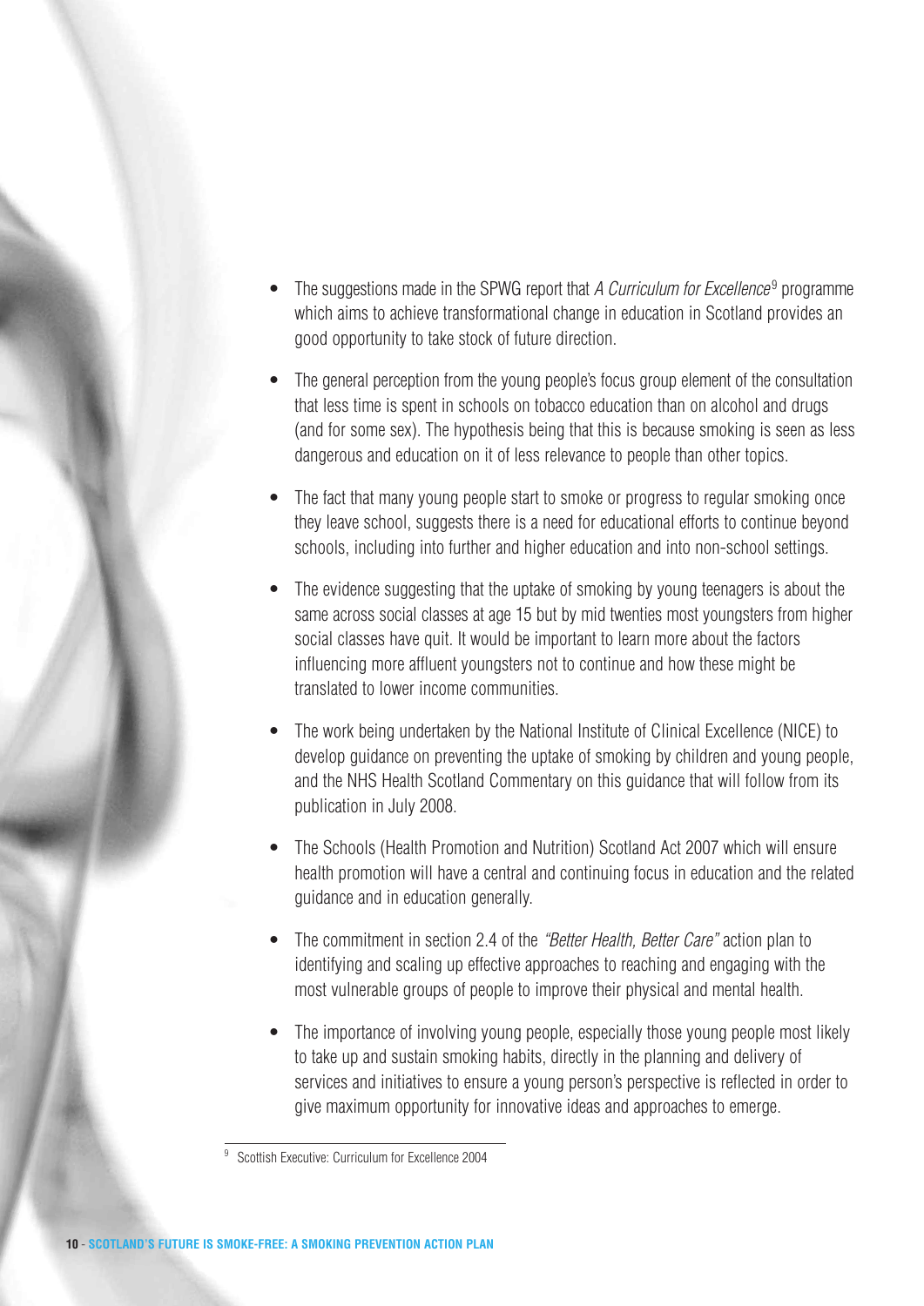- The suggestions made in the SPWG report that *A Curriculum for Excellence*[9] programme which aims to achieve transformational change in education in Scotland provides an good opportunity to take stock of future direction.

- The general perception from the young people's focus group element of the consultation that less time is spent in schools on tobacco education than on alcohol and drugs (and for some sex). The hypothesis being that this is because smoking is seen as less dangerous and education on it of less relevance to people than other topics.

- The fact that many young people start to smoke or progress to regular smoking once they leave school, suggests there is a need for educational efforts to continue beyond schools, including into further and higher education and into non-school settings.

- The evidence suggesting that the uptake of smoking by young teenagers is about the same across social classes at age 15 but by mid twenties most youngsters from higher social classes have quit. It would be important to learn more about the factors influencing more affluent youngsters not to continue and how these might be translated to lower income communities.

- The work being undertaken by the National Institute of Clinical Excellence (NICE) to develop guidance on preventing the uptake of smoking by children and young people, and the NHS Health Scotland Commentary on this guidance that will follow from its publication in July 2008.

- The Schools (Health Promotion and Nutrition) Scotland Act 2007 which will ensure health promotion will have a central and continuing focus in education and the related guidance and in education generally.

- The commitment in section 2.4 of the *"Better Health, Better Care"* action plan to identifying and scaling up effective approaches to reaching and engaging with the most vulnerable groups of people to improve their physical and mental health.

- The importance of involving young people, especially those young people most likely to take up and sustain smoking habits, directly in the planning and delivery of services and initiatives to ensure a young person's perspective is reflected in order to give maximum opportunity for innovative ideas and approaches to emerge.

---

[9] Scottish Executive: Curriculum for Excellence 2004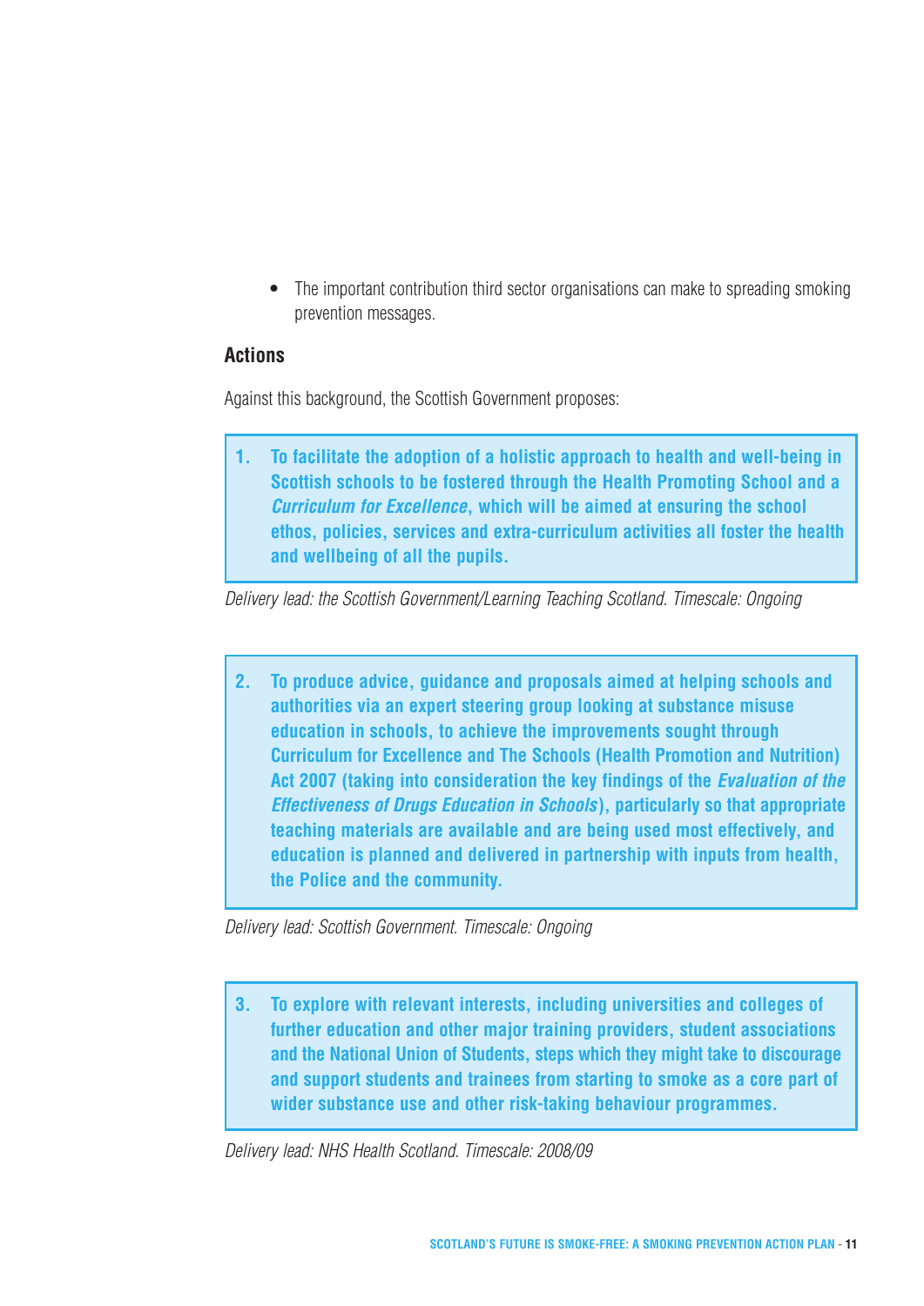- The important contribution third sector organisations can make to spreading smoking prevention messages.

## Actions

Against this background, the Scottish Government proposes:

> **1. To facilitate the adoption of a holistic approach to health and well-being in Scottish schools to be fostered through the Health Promoting School and a *Curriculum for Excellence*, which will be aimed at ensuring the school ethos, policies, services and extra-curriculum activities all foster the health and wellbeing of all the pupils.**

*Delivery lead: the Scottish Government/Learning Teaching Scotland. Timescale: Ongoing*

> **2. To produce advice, guidance and proposals aimed at helping schools and authorities via an expert steering group looking at substance misuse education in schools, to achieve the improvements sought through Curriculum for Excellence and The Schools (Health Promotion and Nutrition) Act 2007 (taking into consideration the key findings of the *Evaluation of the Effectiveness of Drugs Education in Schools*), particularly so that appropriate teaching materials are available and are being used most effectively, and education is planned and delivered in partnership with inputs from health, the Police and the community.**

*Delivery lead: Scottish Government. Timescale: Ongoing*

> **3. To explore with relevant interests, including universities and colleges of further education and other major training providers, student associations and the National Union of Students, steps which they might take to discourage and support students and trainees from starting to smoke as a core part of wider substance use and other risk-taking behaviour programmes.**

*Delivery lead: NHS Health Scotland. Timescale: 2008/09*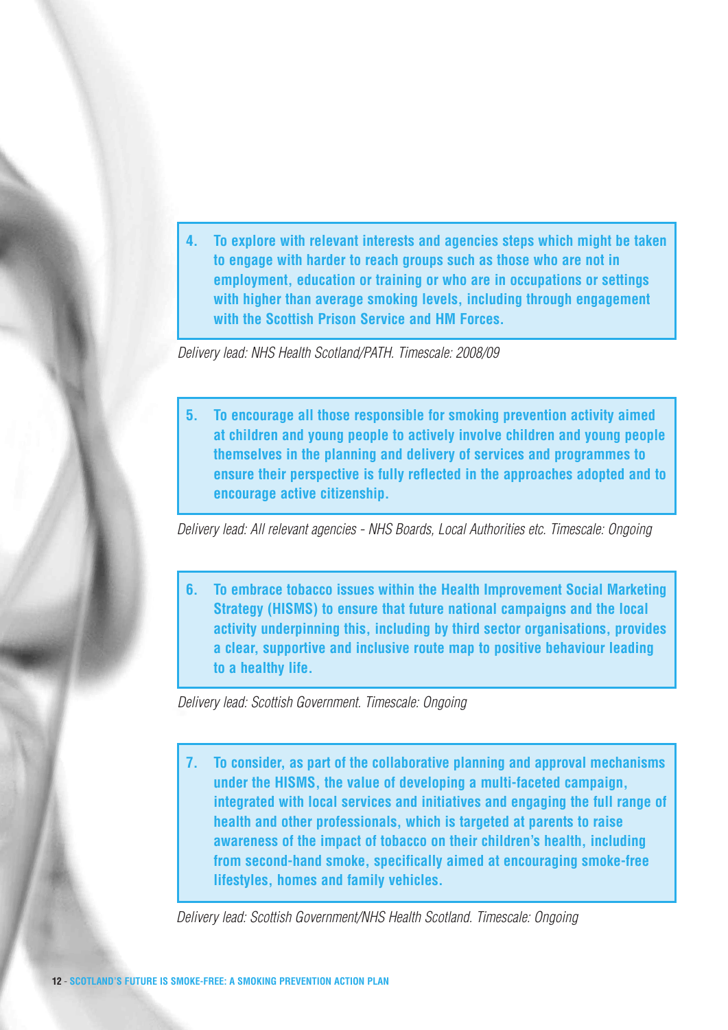**4. To explore with relevant interests and agencies steps which might be taken to engage with harder to reach groups such as those who are not in employment, education or training or who are in occupations or settings with higher than average smoking levels, including through engagement with the Scottish Prison Service and HM Forces.**

*Delivery lead: NHS Health Scotland/PATH. Timescale: 2008/09*

**5. To encourage all those responsible for smoking prevention activity aimed at children and young people to actively involve children and young people themselves in the planning and delivery of services and programmes to ensure their perspective is fully reflected in the approaches adopted and to encourage active citizenship.**

*Delivery lead: All relevant agencies - NHS Boards, Local Authorities etc. Timescale: Ongoing*

**6. To embrace tobacco issues within the Health Improvement Social Marketing Strategy (HISMS) to ensure that future national campaigns and the local activity underpinning this, including by third sector organisations, provides a clear, supportive and inclusive route map to positive behaviour leading to a healthy life.**

*Delivery lead: Scottish Government. Timescale: Ongoing*

**7. To consider, as part of the collaborative planning and approval mechanisms under the HISMS, the value of developing a multi-faceted campaign, integrated with local services and initiatives and engaging the full range of health and other professionals, which is targeted at parents to raise awareness of the impact of tobacco on their children's health, including from second-hand smoke, specifically aimed at encouraging smoke-free lifestyles, homes and family vehicles.**

*Delivery lead: Scottish Government/NHS Health Scotland. Timescale: Ongoing*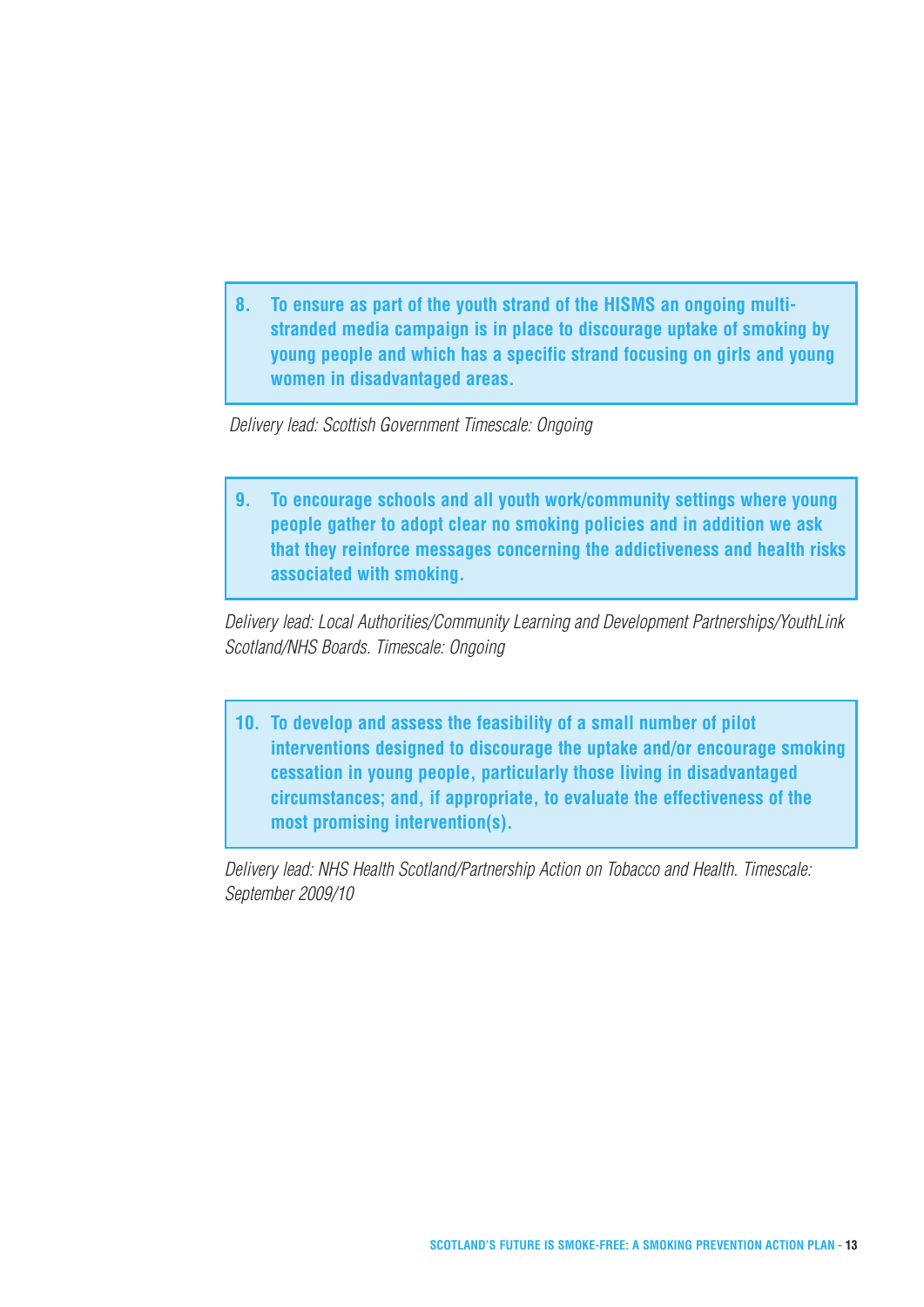**8. To ensure as part of the youth strand of the HISMS an ongoing multi-stranded media campaign is in place to discourage uptake of smoking by young people and which has a specific strand focusing on girls and young women in disadvantaged areas.**

*Delivery lead: Scottish Government Timescale: Ongoing*

**9. To encourage schools and all youth work/community settings where young people gather to adopt clear no smoking policies and in addition we ask that they reinforce messages concerning the addictiveness and health risks associated with smoking.**

*Delivery lead: Local Authorities/Community Learning and Development Partnerships/YouthLink Scotland/NHS Boards. Timescale: Ongoing*

**10. To develop and assess the feasibility of a small number of pilot interventions designed to discourage the uptake and/or encourage smoking cessation in young people, particularly those living in disadvantaged circumstances; and, if appropriate, to evaluate the effectiveness of the most promising intervention(s).**

*Delivery lead: NHS Health Scotland/Partnership Action on Tobacco and Health. Timescale: September 2009/10*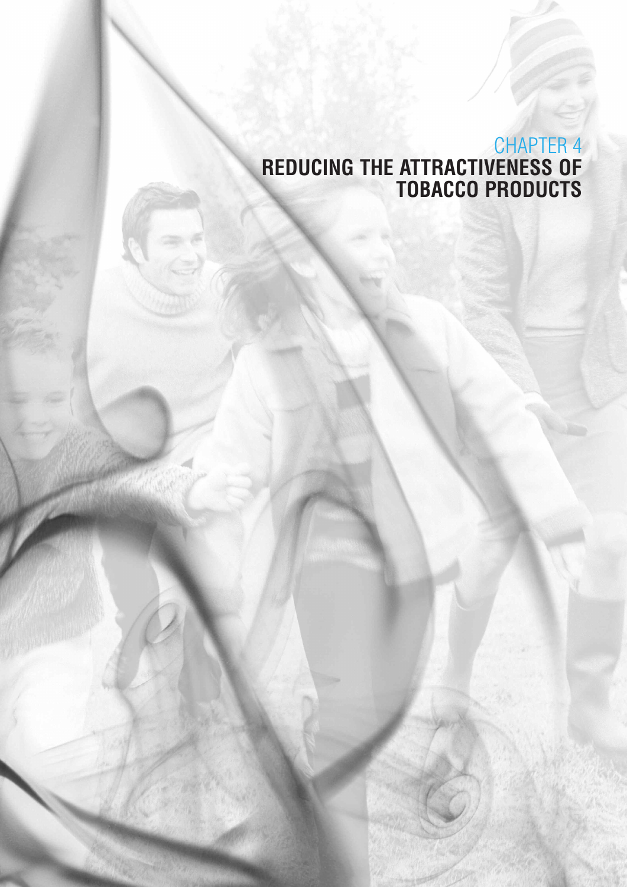# CHAPTER 4
# REDUCING THE ATTRACTIVENESS OF TOBACCO PRODUCTS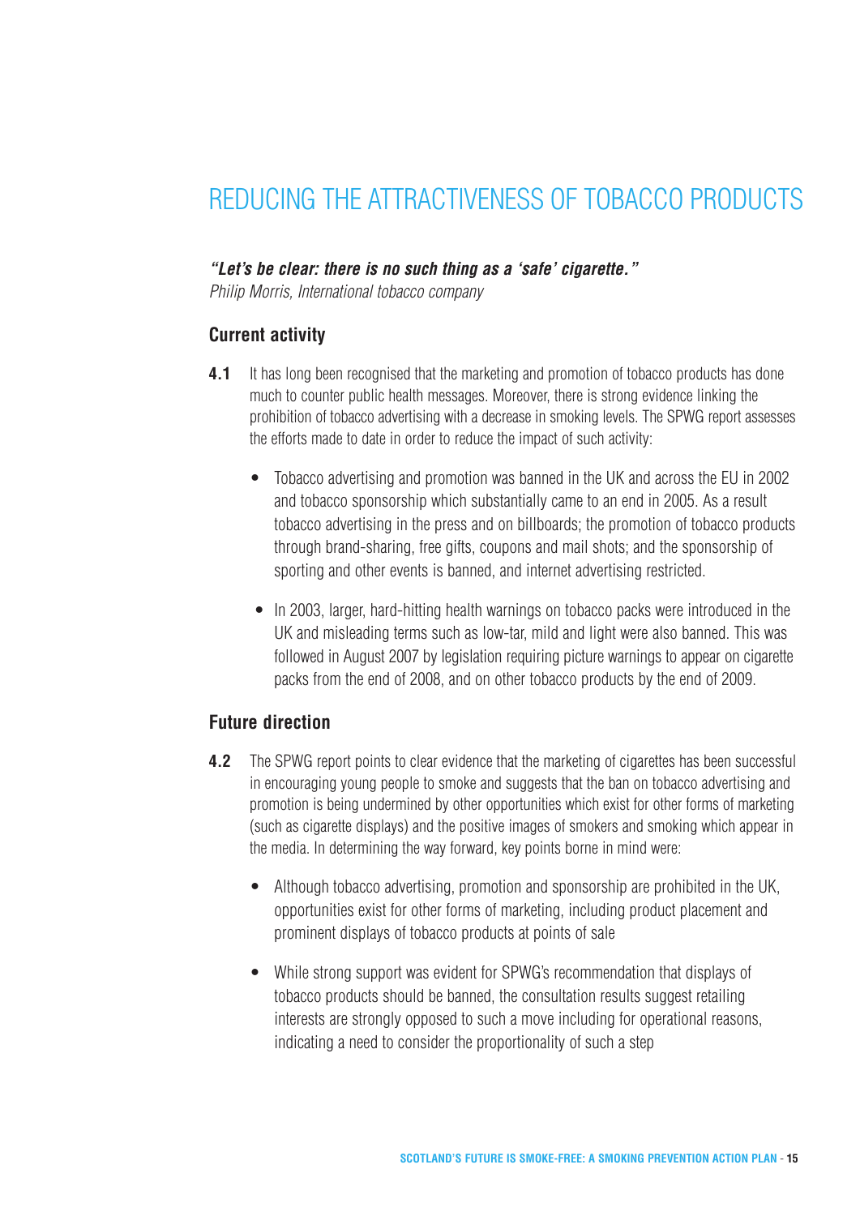# REDUCING THE ATTRACTIVENESS OF TOBACCO PRODUCTS

***"Let's be clear: there is no such thing as a 'safe' cigarette."***
*Philip Morris, International tobacco company*

## Current activity

**4.1** It has long been recognised that the marketing and promotion of tobacco products has done much to counter public health messages. Moreover, there is strong evidence linking the prohibition of tobacco advertising with a decrease in smoking levels. The SPWG report assesses the efforts made to date in order to reduce the impact of such activity:

- Tobacco advertising and promotion was banned in the UK and across the EU in 2002 and tobacco sponsorship which substantially came to an end in 2005. As a result tobacco advertising in the press and on billboards; the promotion of tobacco products through brand-sharing, free gifts, coupons and mail shots; and the sponsorship of sporting and other events is banned, and internet advertising restricted.

- In 2003, larger, hard-hitting health warnings on tobacco packs were introduced in the UK and misleading terms such as low-tar, mild and light were also banned. This was followed in August 2007 by legislation requiring picture warnings to appear on cigarette packs from the end of 2008, and on other tobacco products by the end of 2009.

## Future direction

**4.2** The SPWG report points to clear evidence that the marketing of cigarettes has been successful in encouraging young people to smoke and suggests that the ban on tobacco advertising and promotion is being undermined by other opportunities which exist for other forms of marketing (such as cigarette displays) and the positive images of smokers and smoking which appear in the media. In determining the way forward, key points borne in mind were:

- Although tobacco advertising, promotion and sponsorship are prohibited in the UK, opportunities exist for other forms of marketing, including product placement and prominent displays of tobacco products at points of sale

- While strong support was evident for SPWG's recommendation that displays of tobacco products should be banned, the consultation results suggest retailing interests are strongly opposed to such a move including for operational reasons, indicating a need to consider the proportionality of such a step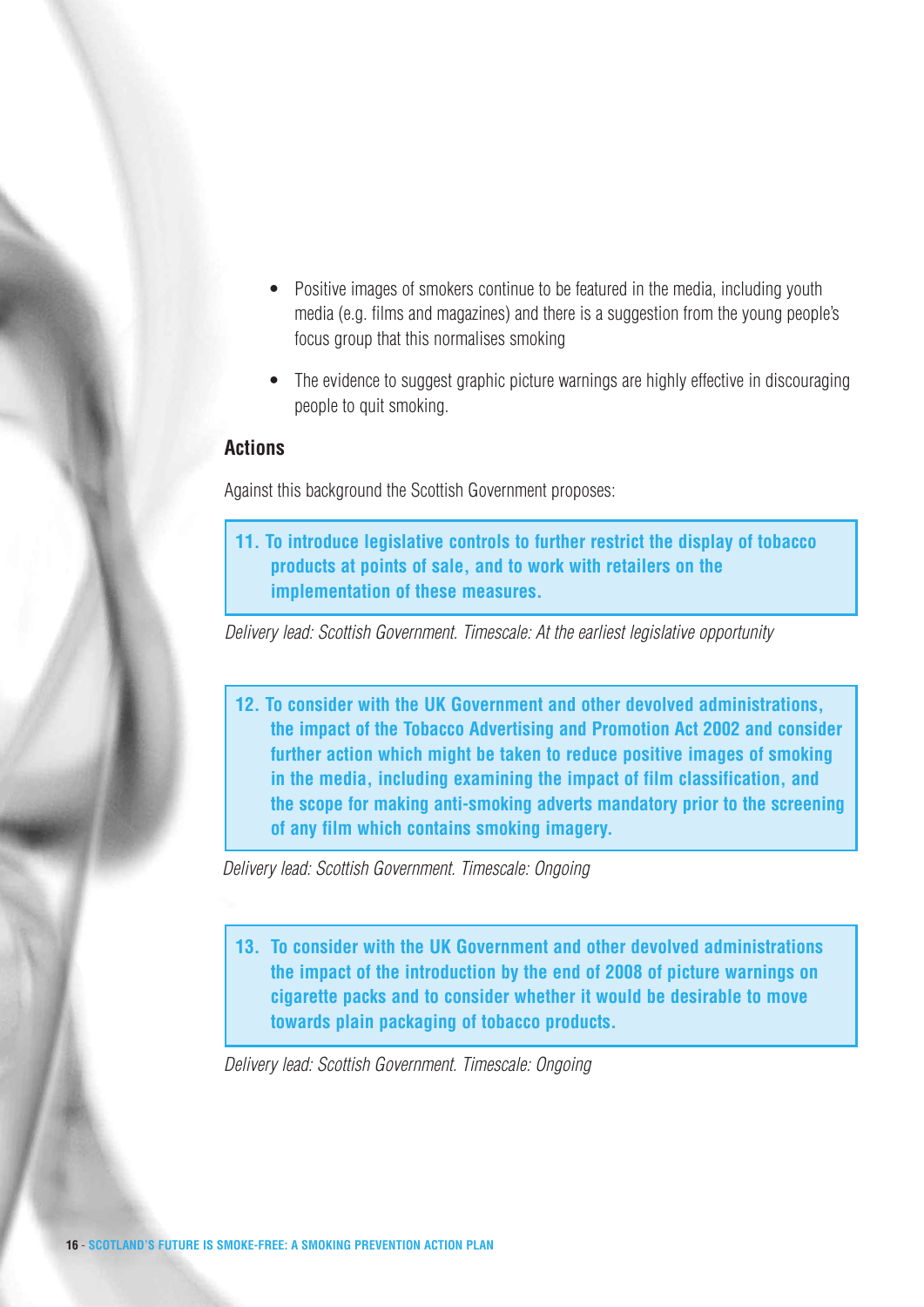- Positive images of smokers continue to be featured in the media, including youth media (e.g. films and magazines) and there is a suggestion from the young people's focus group that this normalises smoking
- The evidence to suggest graphic picture warnings are highly effective in discouraging people to quit smoking.

## Actions

Against this background the Scottish Government proposes:

**11. To introduce legislative controls to further restrict the display of tobacco products at points of sale, and to work with retailers on the implementation of these measures.**

*Delivery lead: Scottish Government. Timescale: At the earliest legislative opportunity*

**12. To consider with the UK Government and other devolved administrations, the impact of the Tobacco Advertising and Promotion Act 2002 and consider further action which might be taken to reduce positive images of smoking in the media, including examining the impact of film classification, and the scope for making anti-smoking adverts mandatory prior to the screening of any film which contains smoking imagery.**

*Delivery lead: Scottish Government. Timescale: Ongoing*

**13. To consider with the UK Government and other devolved administrations the impact of the introduction by the end of 2008 of picture warnings on cigarette packs and to consider whether it would be desirable to move towards plain packaging of tobacco products.**

*Delivery lead: Scottish Government. Timescale: Ongoing*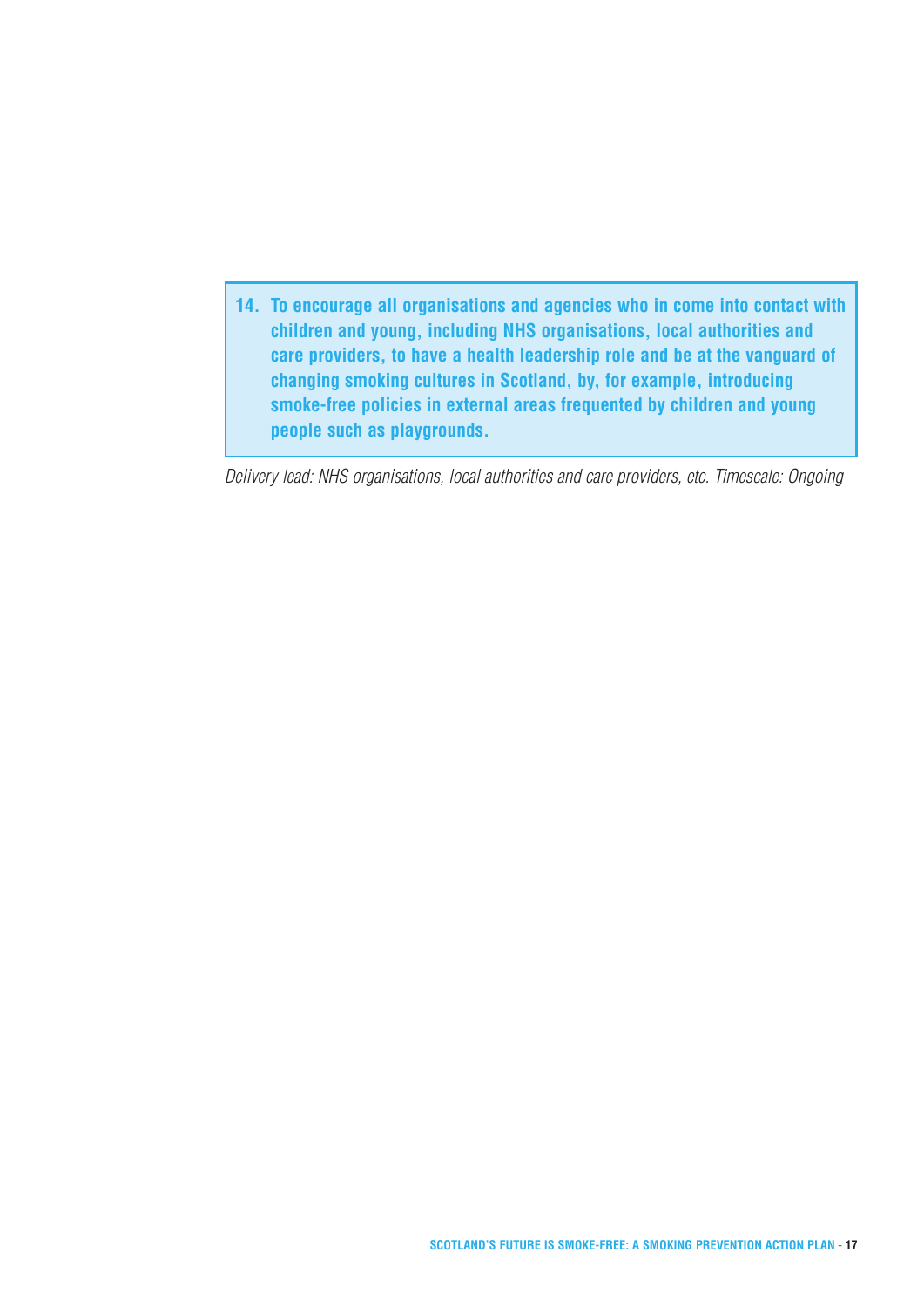**14. To encourage all organisations and agencies who in come into contact with children and young, including NHS organisations, local authorities and care providers, to have a health leadership role and be at the vanguard of changing smoking cultures in Scotland, by, for example, introducing smoke-free policies in external areas frequented by children and young people such as playgrounds.**

*Delivery lead: NHS organisations, local authorities and care providers, etc. Timescale: Ongoing*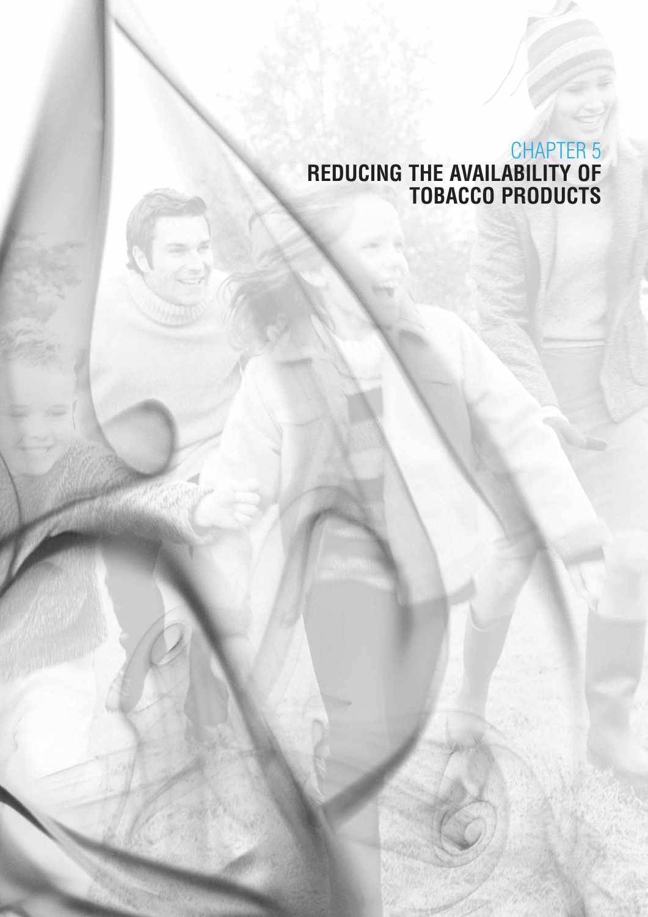# CHAPTER 5
# REDUCING THE AVAILABILITY OF TOBACCO PRODUCTS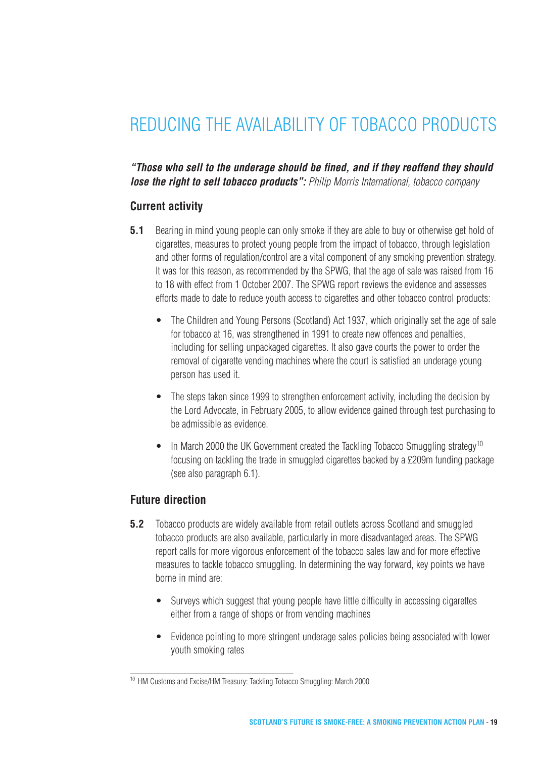# REDUCING THE AVAILABILITY OF TOBACCO PRODUCTS

***"Those who sell to the underage should be fined, and if they reoffend they should lose the right to sell tobacco products":*** *Philip Morris International, tobacco company*

## Current activity

**5.1** Bearing in mind young people can only smoke if they are able to buy or otherwise get hold of cigarettes, measures to protect young people from the impact of tobacco, through legislation and other forms of regulation/control are a vital component of any smoking prevention strategy. It was for this reason, as recommended by the SPWG, that the age of sale was raised from 16 to 18 with effect from 1 October 2007. The SPWG report reviews the evidence and assesses efforts made to date to reduce youth access to cigarettes and other tobacco control products:

- The Children and Young Persons (Scotland) Act 1937, which originally set the age of sale for tobacco at 16, was strengthened in 1991 to create new offences and penalties, including for selling unpackaged cigarettes. It also gave courts the power to order the removal of cigarette vending machines where the court is satisfied an underage young person has used it.
- The steps taken since 1999 to strengthen enforcement activity, including the decision by the Lord Advocate, in February 2005, to allow evidence gained through test purchasing to be admissible as evidence.
- In March 2000 the UK Government created the Tackling Tobacco Smuggling strategy[10] focusing on tackling the trade in smuggled cigarettes backed by a £209m funding package (see also paragraph 6.1).

## Future direction

**5.2** Tobacco products are widely available from retail outlets across Scotland and smuggled tobacco products are also available, particularly in more disadvantaged areas. The SPWG report calls for more vigorous enforcement of the tobacco sales law and for more effective measures to tackle tobacco smuggling. In determining the way forward, key points we have borne in mind are:

- Surveys which suggest that young people have little difficulty in accessing cigarettes either from a range of shops or from vending machines
- Evidence pointing to more stringent underage sales policies being associated with lower youth smoking rates

[10] HM Customs and Excise/HM Treasury: Tackling Tobacco Smuggling: March 2000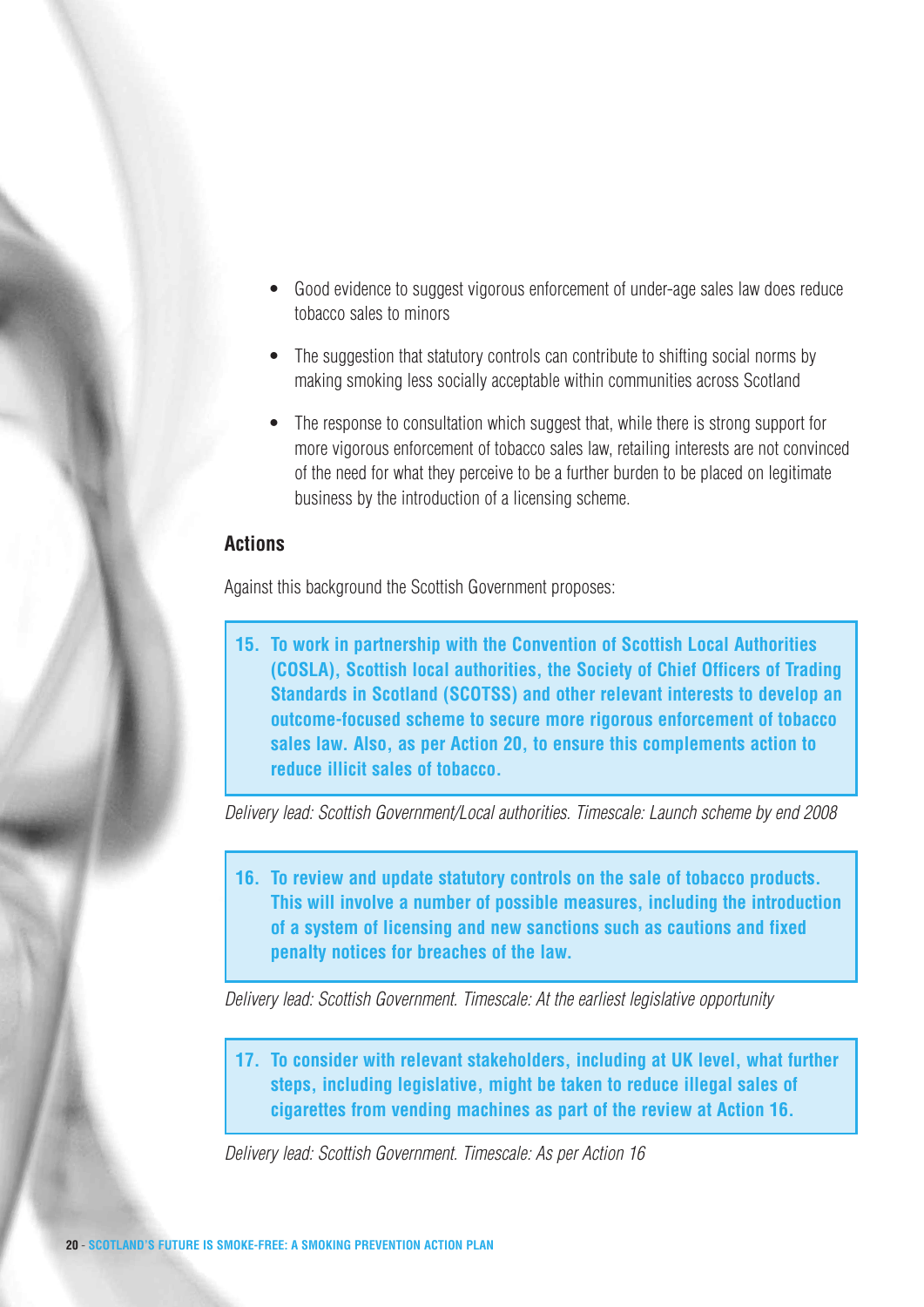- Good evidence to suggest vigorous enforcement of under-age sales law does reduce tobacco sales to minors
- The suggestion that statutory controls can contribute to shifting social norms by making smoking less socially acceptable within communities across Scotland
- The response to consultation which suggest that, while there is strong support for more vigorous enforcement of tobacco sales law, retailing interests are not convinced of the need for what they perceive to be a further burden to be placed on legitimate business by the introduction of a licensing scheme.

## Actions

Against this background the Scottish Government proposes:

**15. To work in partnership with the Convention of Scottish Local Authorities (COSLA), Scottish local authorities, the Society of Chief Officers of Trading Standards in Scotland (SCOTSS) and other relevant interests to develop an outcome-focused scheme to secure more rigorous enforcement of tobacco sales law. Also, as per Action 20, to ensure this complements action to reduce illicit sales of tobacco.**

*Delivery lead: Scottish Government/Local authorities. Timescale: Launch scheme by end 2008*

**16. To review and update statutory controls on the sale of tobacco products. This will involve a number of possible measures, including the introduction of a system of licensing and new sanctions such as cautions and fixed penalty notices for breaches of the law.**

*Delivery lead: Scottish Government. Timescale: At the earliest legislative opportunity*

**17. To consider with relevant stakeholders, including at UK level, what further steps, including legislative, might be taken to reduce illegal sales of cigarettes from vending machines as part of the review at Action 16.**

*Delivery lead: Scottish Government. Timescale: As per Action 16*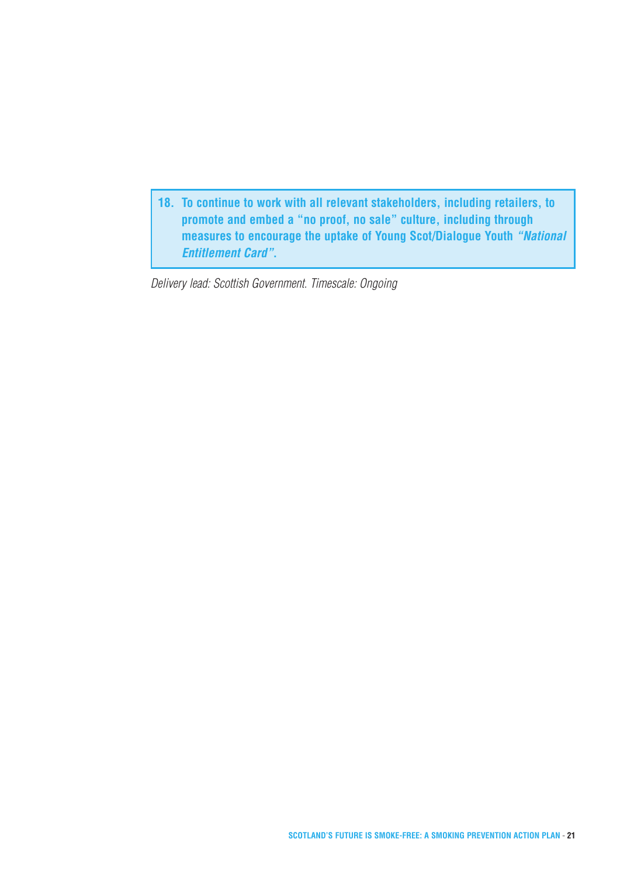**18. To continue to work with all relevant stakeholders, including retailers, to promote and embed a "no proof, no sale" culture, including through measures to encourage the uptake of Young Scot/Dialogue Youth *"National Entitlement Card"*.**

*Delivery lead: Scottish Government. Timescale: Ongoing*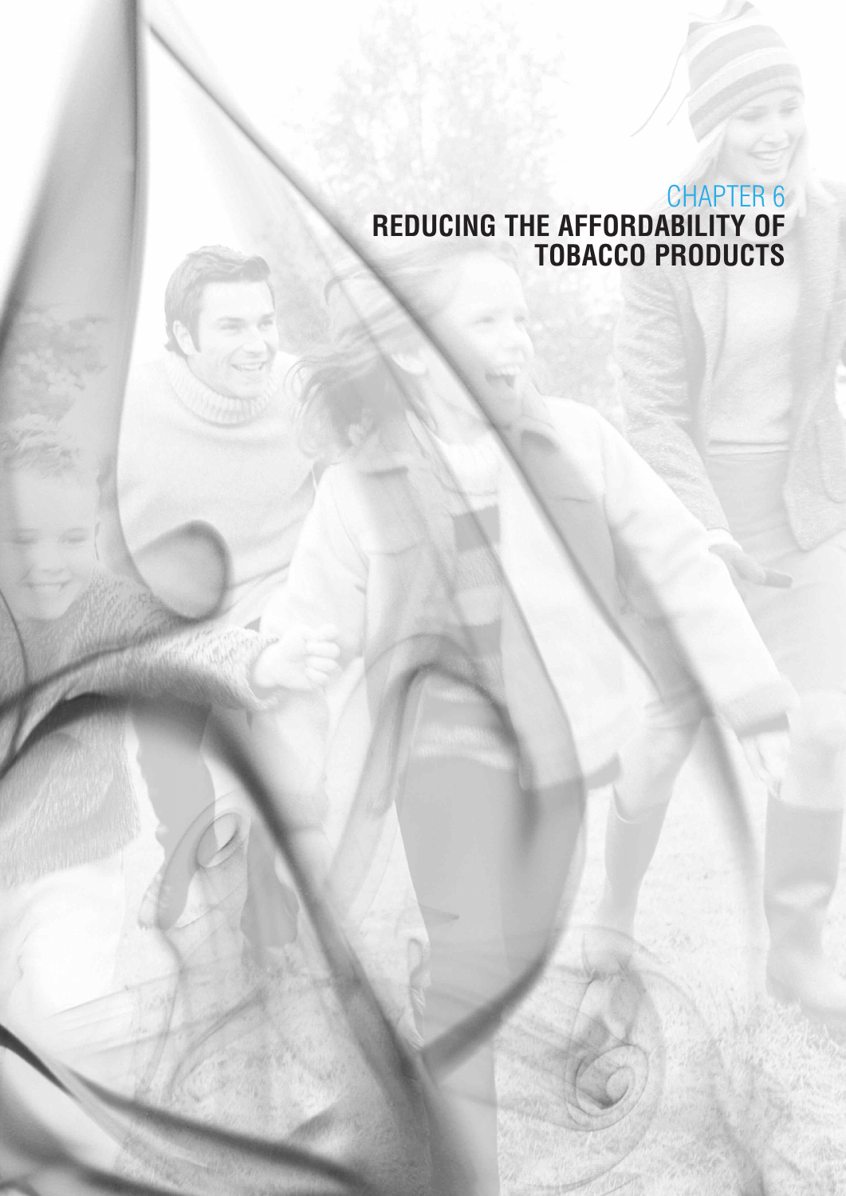# CHAPTER 6
# REDUCING THE AFFORDABILITY OF TOBACCO PRODUCTS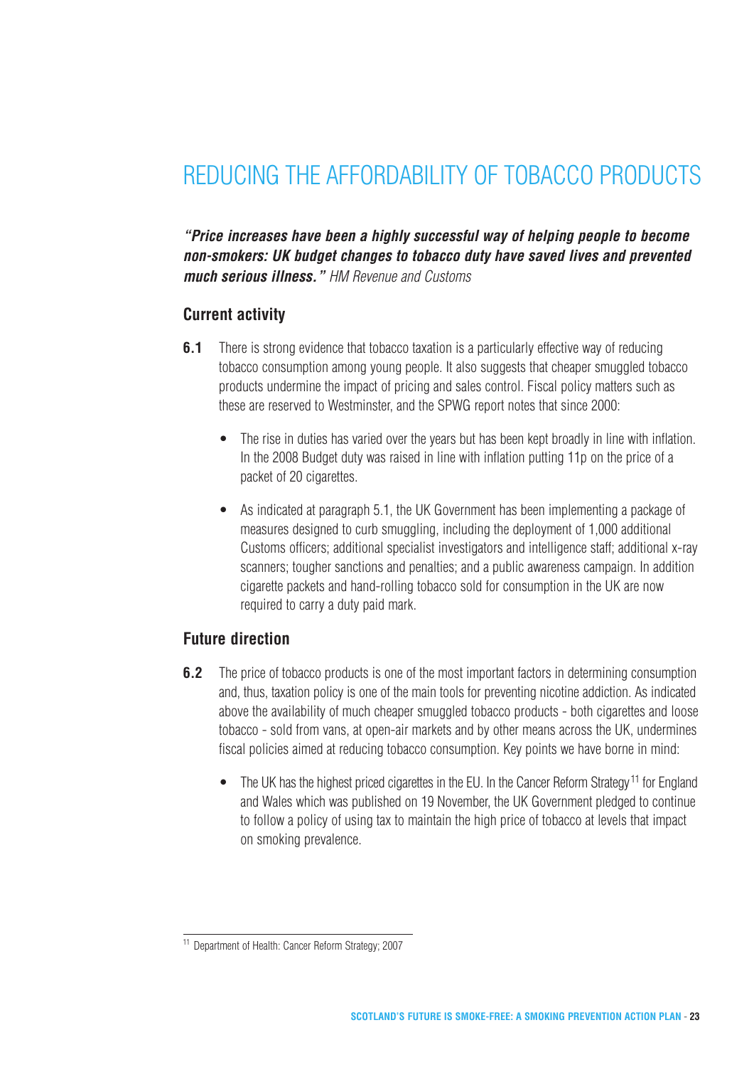# REDUCING THE AFFORDABILITY OF TOBACCO PRODUCTS

***"Price increases have been a highly successful way of helping people to become non-smokers: UK budget changes to tobacco duty have saved lives and prevented much serious illness."*** *HM Revenue and Customs*

## Current activity

**6.1** There is strong evidence that tobacco taxation is a particularly effective way of reducing tobacco consumption among young people. It also suggests that cheaper smuggled tobacco products undermine the impact of pricing and sales control. Fiscal policy matters such as these are reserved to Westminster, and the SPWG report notes that since 2000:

- The rise in duties has varied over the years but has been kept broadly in line with inflation. In the 2008 Budget duty was raised in line with inflation putting 11p on the price of a packet of 20 cigarettes.
- As indicated at paragraph 5.1, the UK Government has been implementing a package of measures designed to curb smuggling, including the deployment of 1,000 additional Customs officers; additional specialist investigators and intelligence staff; additional x-ray scanners; tougher sanctions and penalties; and a public awareness campaign. In addition cigarette packets and hand-rolling tobacco sold for consumption in the UK are now required to carry a duty paid mark.

## Future direction

**6.2** The price of tobacco products is one of the most important factors in determining consumption and, thus, taxation policy is one of the main tools for preventing nicotine addiction. As indicated above the availability of much cheaper smuggled tobacco products - both cigarettes and loose tobacco - sold from vans, at open-air markets and by other means across the UK, undermines fiscal policies aimed at reducing tobacco consumption. Key points we have borne in mind:

- The UK has the highest priced cigarettes in the EU. In the Cancer Reform Strategy[11] for England and Wales which was published on 19 November, the UK Government pledged to continue to follow a policy of using tax to maintain the high price of tobacco at levels that impact on smoking prevalence.

[11] Department of Health: Cancer Reform Strategy; 2007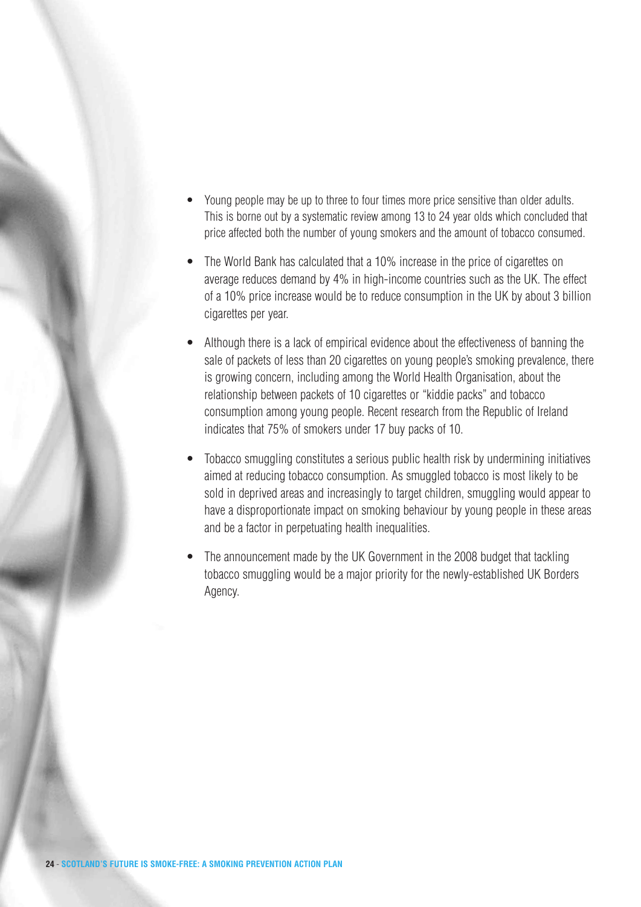- Young people may be up to three to four times more price sensitive than older adults. This is borne out by a systematic review among 13 to 24 year olds which concluded that price affected both the number of young smokers and the amount of tobacco consumed.
- The World Bank has calculated that a 10% increase in the price of cigarettes on average reduces demand by 4% in high-income countries such as the UK. The effect of a 10% price increase would be to reduce consumption in the UK by about 3 billion cigarettes per year.
- Although there is a lack of empirical evidence about the effectiveness of banning the sale of packets of less than 20 cigarettes on young people's smoking prevalence, there is growing concern, including among the World Health Organisation, about the relationship between packets of 10 cigarettes or "kiddie packs" and tobacco consumption among young people. Recent research from the Republic of Ireland indicates that 75% of smokers under 17 buy packs of 10.
- Tobacco smuggling constitutes a serious public health risk by undermining initiatives aimed at reducing tobacco consumption. As smuggled tobacco is most likely to be sold in deprived areas and increasingly to target children, smuggling would appear to have a disproportionate impact on smoking behaviour by young people in these areas and be a factor in perpetuating health inequalities.
- The announcement made by the UK Government in the 2008 budget that tackling tobacco smuggling would be a major priority for the newly-established UK Borders Agency.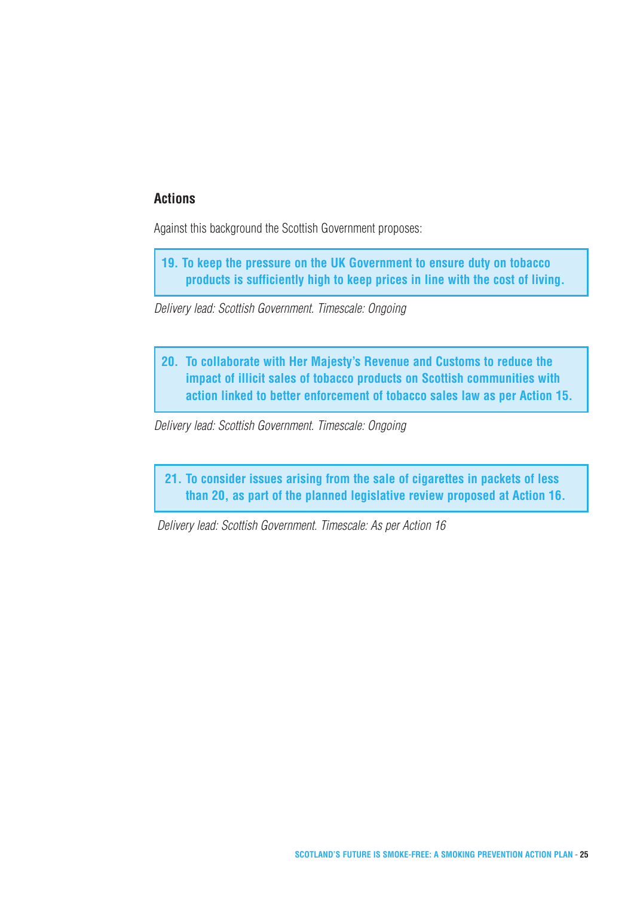## Actions

Against this background the Scottish Government proposes:

**19. To keep the pressure on the UK Government to ensure duty on tobacco products is sufficiently high to keep prices in line with the cost of living.**

*Delivery lead: Scottish Government. Timescale: Ongoing*

**20. To collaborate with Her Majesty's Revenue and Customs to reduce the impact of illicit sales of tobacco products on Scottish communities with action linked to better enforcement of tobacco sales law as per Action 15.**

*Delivery lead: Scottish Government. Timescale: Ongoing*

**21. To consider issues arising from the sale of cigarettes in packets of less than 20, as part of the planned legislative review proposed at Action 16.**

*Delivery lead: Scottish Government. Timescale: As per Action 16*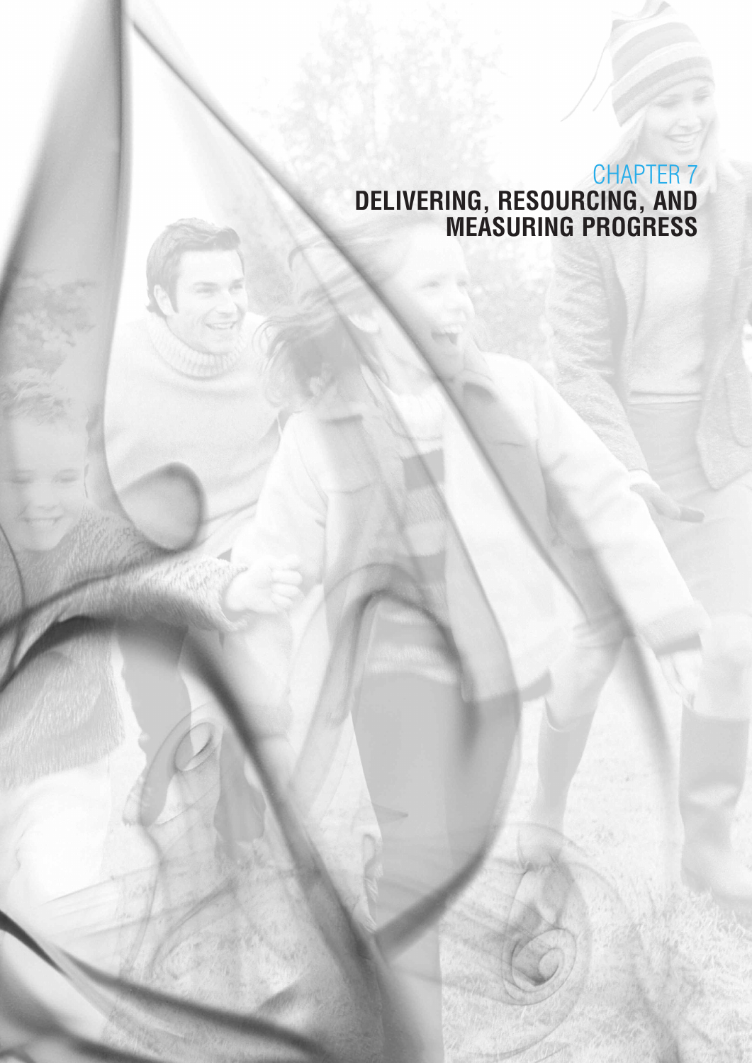# CHAPTER 7
# DELIVERING, RESOURCING, AND MEASURING PROGRESS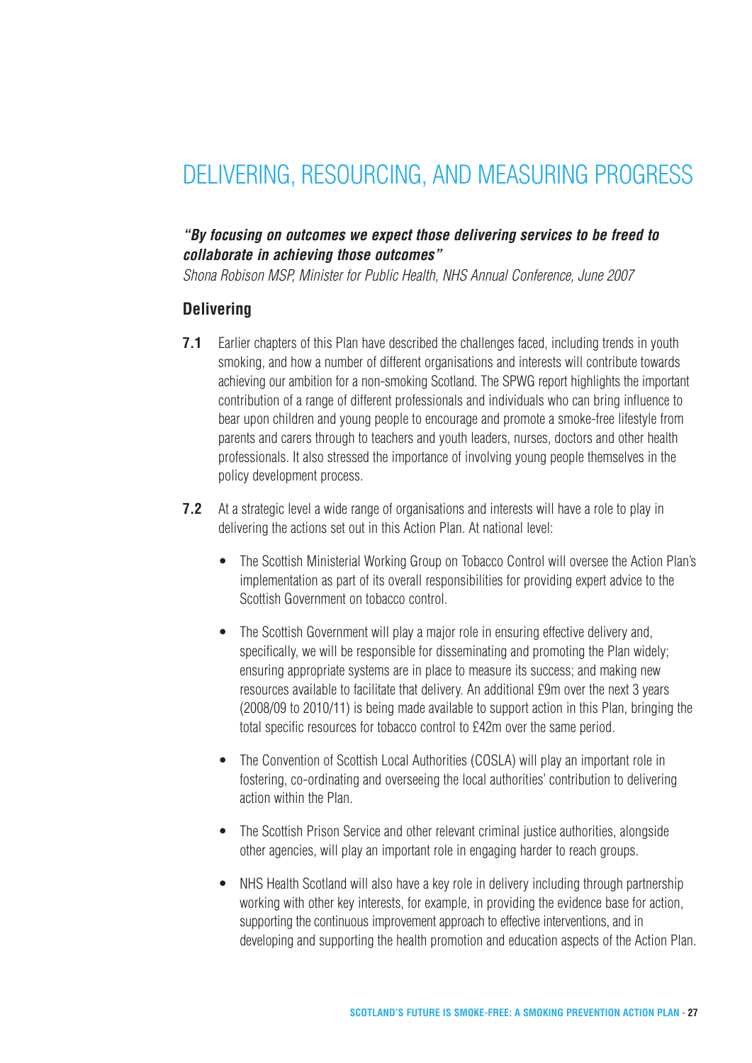# DELIVERING, RESOURCING, AND MEASURING PROGRESS

***"By focusing on outcomes we expect those delivering services to be freed to collaborate in achieving those outcomes"***

*Shona Robison MSP, Minister for Public Health, NHS Annual Conference, June 2007*

## Delivering

**7.1** Earlier chapters of this Plan have described the challenges faced, including trends in youth smoking, and how a number of different organisations and interests will contribute towards achieving our ambition for a non-smoking Scotland. The SPWG report highlights the important contribution of a range of different professionals and individuals who can bring influence to bear upon children and young people to encourage and promote a smoke-free lifestyle from parents and carers through to teachers and youth leaders, nurses, doctors and other health professionals. It also stressed the importance of involving young people themselves in the policy development process.

**7.2** At a strategic level a wide range of organisations and interests will have a role to play in delivering the actions set out in this Action Plan. At national level:

- The Scottish Ministerial Working Group on Tobacco Control will oversee the Action Plan's implementation as part of its overall responsibilities for providing expert advice to the Scottish Government on tobacco control.
- The Scottish Government will play a major role in ensuring effective delivery and, specifically, we will be responsible for disseminating and promoting the Plan widely; ensuring appropriate systems are in place to measure its success; and making new resources available to facilitate that delivery. An additional £9m over the next 3 years (2008/09 to 2010/11) is being made available to support action in this Plan, bringing the total specific resources for tobacco control to £42m over the same period.
- The Convention of Scottish Local Authorities (COSLA) will play an important role in fostering, co-ordinating and overseeing the local authorities' contribution to delivering action within the Plan.
- The Scottish Prison Service and other relevant criminal justice authorities, alongside other agencies, will play an important role in engaging harder to reach groups.
- NHS Health Scotland will also have a key role in delivery including through partnership working with other key interests, for example, in providing the evidence base for action, supporting the continuous improvement approach to effective interventions, and in developing and supporting the health promotion and education aspects of the Action Plan.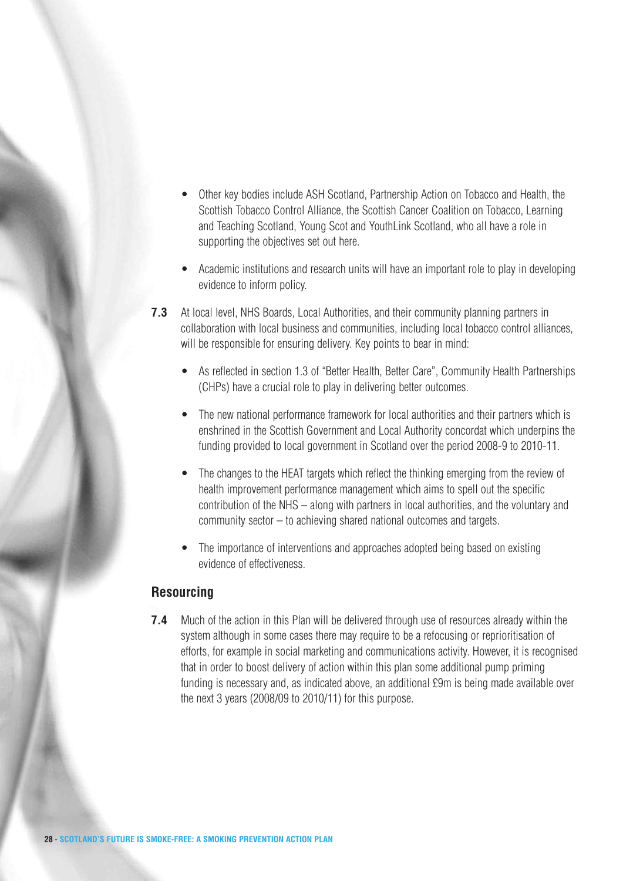- Other key bodies include ASH Scotland, Partnership Action on Tobacco and Health, the Scottish Tobacco Control Alliance, the Scottish Cancer Coalition on Tobacco, Learning and Teaching Scotland, Young Scot and YouthLink Scotland, who all have a role in supporting the objectives set out here.

- Academic institutions and research units will have an important role to play in developing evidence to inform policy.

**7.3** At local level, NHS Boards, Local Authorities, and their community planning partners in collaboration with local business and communities, including local tobacco control alliances, will be responsible for ensuring delivery. Key points to bear in mind:

- As reflected in section 1.3 of "Better Health, Better Care", Community Health Partnerships (CHPs) have a crucial role to play in delivering better outcomes.

- The new national performance framework for local authorities and their partners which is enshrined in the Scottish Government and Local Authority concordat which underpins the funding provided to local government in Scotland over the period 2008-9 to 2010-11.

- The changes to the HEAT targets which reflect the thinking emerging from the review of health improvement performance management which aims to spell out the specific contribution of the NHS – along with partners in local authorities, and the voluntary and community sector – to achieving shared national outcomes and targets.

- The importance of interventions and approaches adopted being based on existing evidence of effectiveness.

## Resourcing

**7.4** Much of the action in this Plan will be delivered through use of resources already within the system although in some cases there may require to be a refocusing or reprioritisation of efforts, for example in social marketing and communications activity. However, it is recognised that in order to boost delivery of action within this plan some additional pump priming funding is necessary and, as indicated above, an additional £9m is being made available over the next 3 years (2008/09 to 2010/11) for this purpose.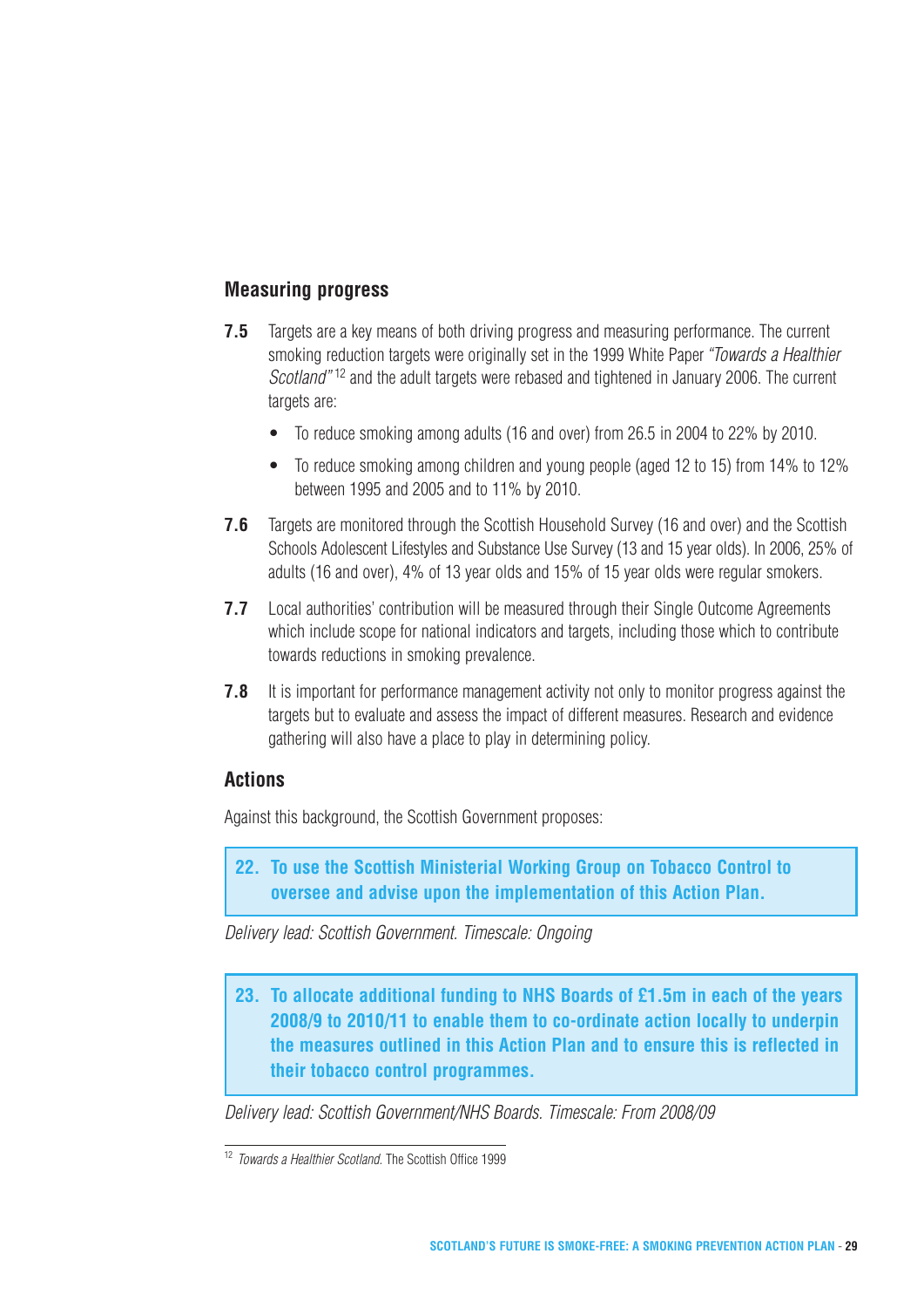## Measuring progress

**7.5** Targets are a key means of both driving progress and measuring performance. The current smoking reduction targets were originally set in the 1999 White Paper *"Towards a Healthier Scotland"*[12] and the adult targets were rebased and tightened in January 2006. The current targets are:

- To reduce smoking among adults (16 and over) from 26.5 in 2004 to 22% by 2010.
- To reduce smoking among children and young people (aged 12 to 15) from 14% to 12% between 1995 and 2005 and to 11% by 2010.

**7.6** Targets are monitored through the Scottish Household Survey (16 and over) and the Scottish Schools Adolescent Lifestyles and Substance Use Survey (13 and 15 year olds). In 2006, 25% of adults (16 and over), 4% of 13 year olds and 15% of 15 year olds were regular smokers.

**7.7** Local authorities' contribution will be measured through their Single Outcome Agreements which include scope for national indicators and targets, including those which to contribute towards reductions in smoking prevalence.

**7.8** It is important for performance management activity not only to monitor progress against the targets but to evaluate and assess the impact of different measures. Research and evidence gathering will also have a place to play in determining policy.

## Actions

Against this background, the Scottish Government proposes:

**22. To use the Scottish Ministerial Working Group on Tobacco Control to oversee and advise upon the implementation of this Action Plan.**

*Delivery lead: Scottish Government. Timescale: Ongoing*

**23. To allocate additional funding to NHS Boards of £1.5m in each of the years 2008/9 to 2010/11 to enable them to co-ordinate action locally to underpin the measures outlined in this Action Plan and to ensure this is reflected in their tobacco control programmes.**

*Delivery lead: Scottish Government/NHS Boards. Timescale: From 2008/09*

---

[12] *Towards a Healthier Scotland*. The Scottish Office 1999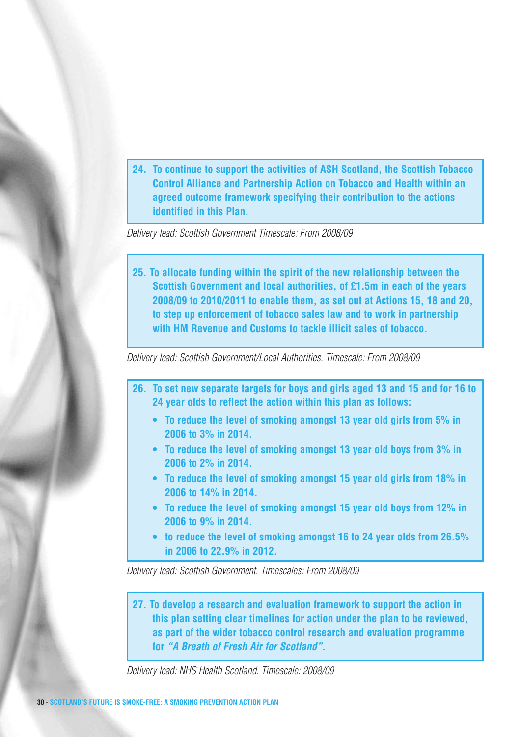**24. To continue to support the activities of ASH Scotland, the Scottish Tobacco Control Alliance and Partnership Action on Tobacco and Health within an agreed outcome framework specifying their contribution to the actions identified in this Plan.**

*Delivery lead: Scottish Government Timescale: From 2008/09*

**25. To allocate funding within the spirit of the new relationship between the Scottish Government and local authorities, of £1.5m in each of the years 2008/09 to 2010/2011 to enable them, as set out at Actions 15, 18 and 20, to step up enforcement of tobacco sales law and to work in partnership with HM Revenue and Customs to tackle illicit sales of tobacco.**

*Delivery lead: Scottish Government/Local Authorities. Timescale: From 2008/09*

**26. To set new separate targets for boys and girls aged 13 and 15 and for 16 to 24 year olds to reflect the action within this plan as follows:**

- **To reduce the level of smoking amongst 13 year old girls from 5% in 2006 to 3% in 2014.**
- **To reduce the level of smoking amongst 13 year old boys from 3% in 2006 to 2% in 2014.**
- **To reduce the level of smoking amongst 15 year old girls from 18% in 2006 to 14% in 2014.**
- **To reduce the level of smoking amongst 15 year old boys from 12% in 2006 to 9% in 2014.**
- **to reduce the level of smoking amongst 16 to 24 year olds from 26.5% in 2006 to 22.9% in 2012.**

*Delivery lead: Scottish Government. Timescales: From 2008/09*

**27. To develop a research and evaluation framework to support the action in this plan setting clear timelines for action under the plan to be reviewed, as part of the wider tobacco control research and evaluation programme for *"A Breath of Fresh Air for Scotland"*.**

*Delivery lead: NHS Health Scotland. Timescale: 2008/09*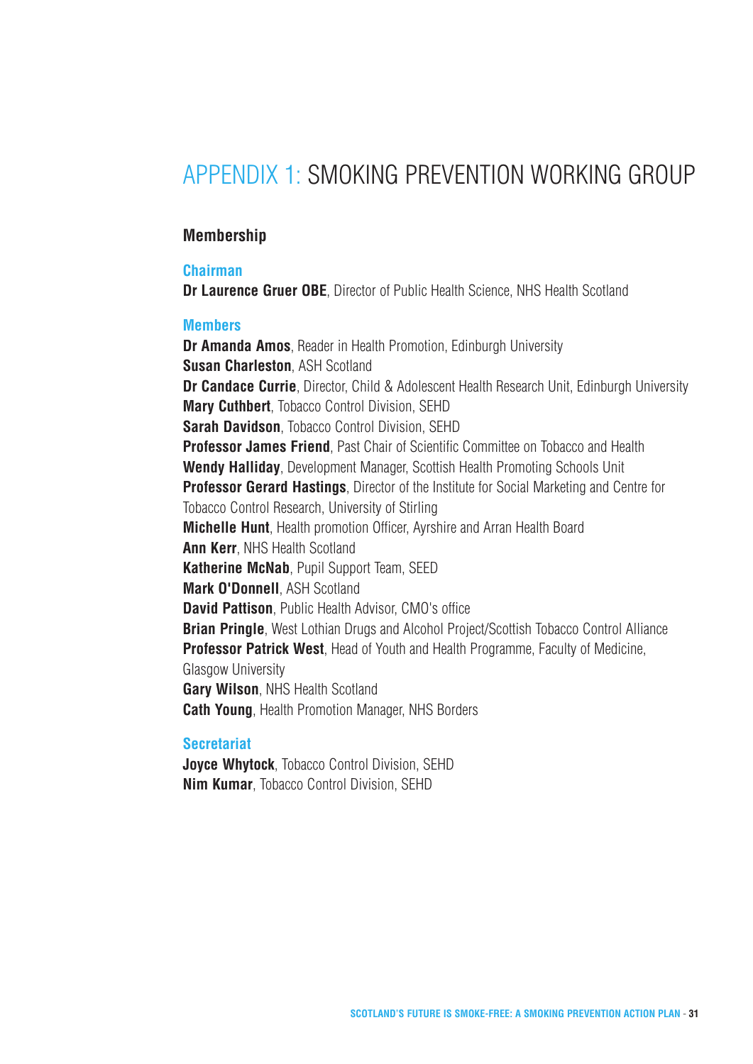# APPENDIX 1: SMOKING PREVENTION WORKING GROUP

## Membership

### Chairman

**Dr Laurence Gruer OBE**, Director of Public Health Science, NHS Health Scotland

### Members

**Dr Amanda Amos**, Reader in Health Promotion, Edinburgh University
**Susan Charleston**, ASH Scotland
**Dr Candace Currie**, Director, Child & Adolescent Health Research Unit, Edinburgh University
**Mary Cuthbert**, Tobacco Control Division, SEHD
**Sarah Davidson**, Tobacco Control Division, SEHD
**Professor James Friend**, Past Chair of Scientific Committee on Tobacco and Health
**Wendy Halliday**, Development Manager, Scottish Health Promoting Schools Unit
**Professor Gerard Hastings**, Director of the Institute for Social Marketing and Centre for Tobacco Control Research, University of Stirling
**Michelle Hunt**, Health promotion Officer, Ayrshire and Arran Health Board
**Ann Kerr**, NHS Health Scotland
**Katherine McNab**, Pupil Support Team, SEED
**Mark O'Donnell**, ASH Scotland
**David Pattison**, Public Health Advisor, CMO's office
**Brian Pringle**, West Lothian Drugs and Alcohol Project/Scottish Tobacco Control Alliance
**Professor Patrick West**, Head of Youth and Health Programme, Faculty of Medicine, Glasgow University
**Gary Wilson**, NHS Health Scotland
**Cath Young**, Health Promotion Manager, NHS Borders

### Secretariat

**Joyce Whytock**, Tobacco Control Division, SEHD
**Nim Kumar**, Tobacco Control Division, SEHD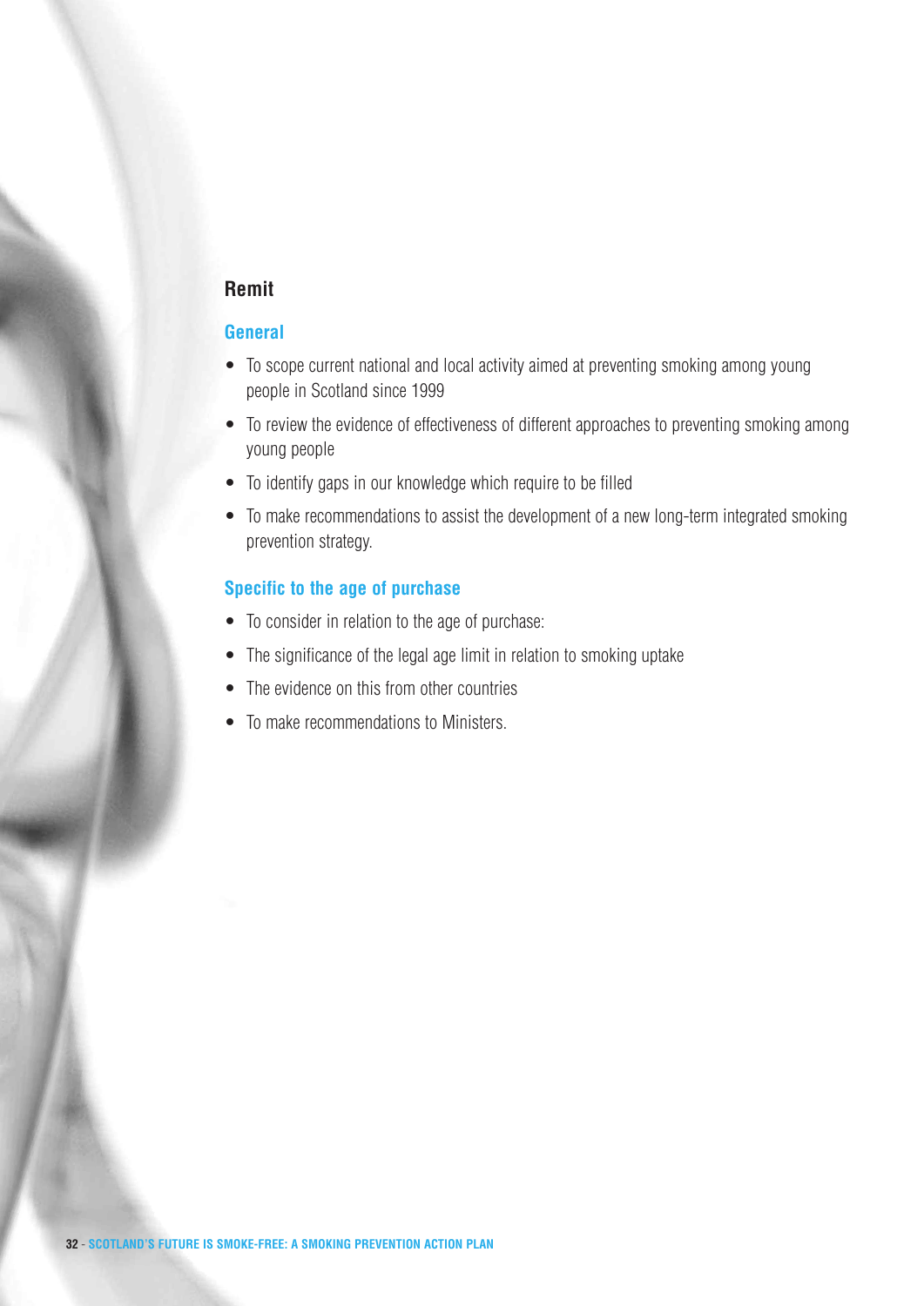## Remit

### General

- To scope current national and local activity aimed at preventing smoking among young people in Scotland since 1999
- To review the evidence of effectiveness of different approaches to preventing smoking among young people
- To identify gaps in our knowledge which require to be filled
- To make recommendations to assist the development of a new long-term integrated smoking prevention strategy.

### Specific to the age of purchase

- To consider in relation to the age of purchase:
- The significance of the legal age limit in relation to smoking uptake
- The evidence on this from other countries
- To make recommendations to Ministers.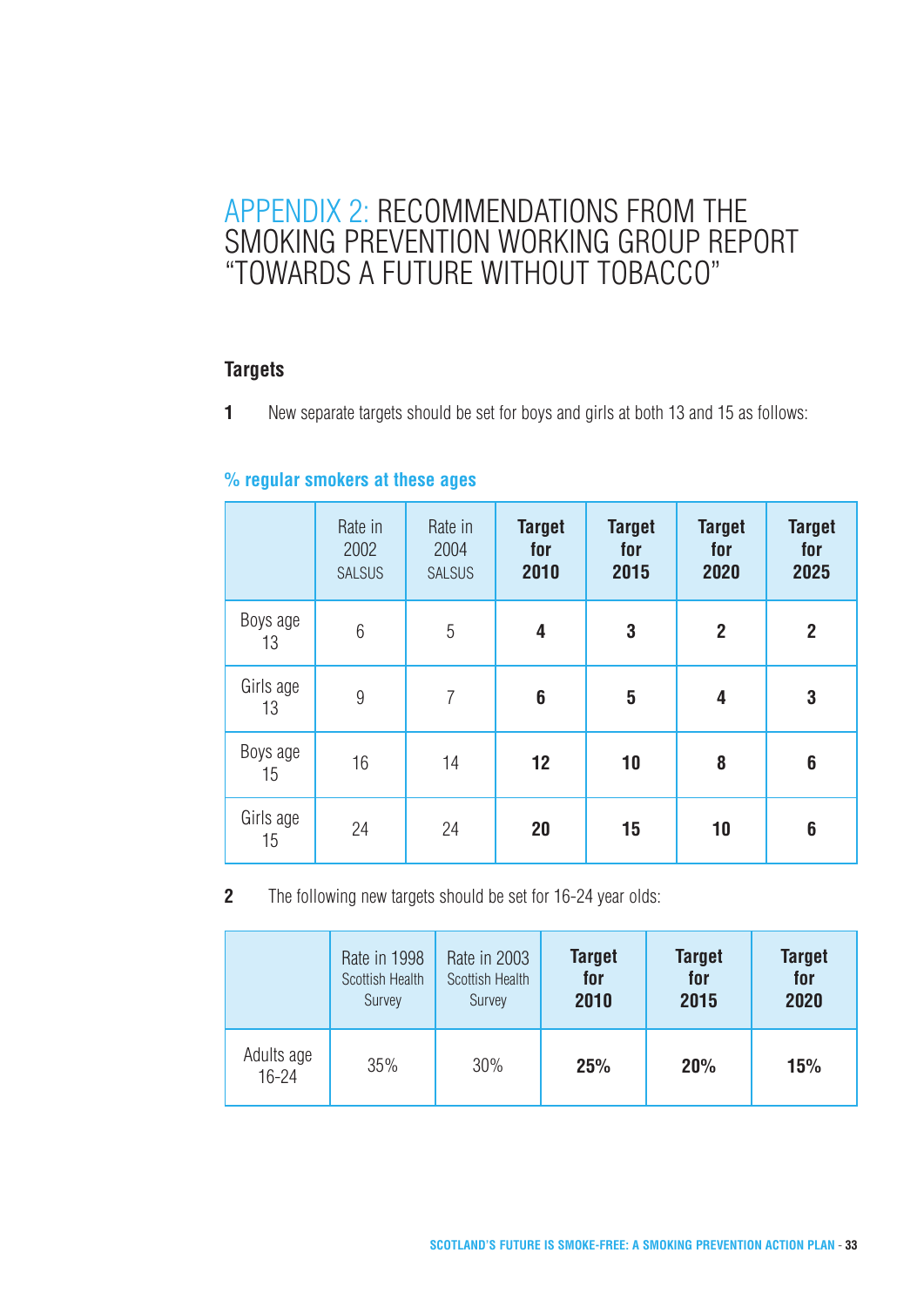# APPENDIX 2: RECOMMENDATIONS FROM THE SMOKING PREVENTION WORKING GROUP REPORT "TOWARDS A FUTURE WITHOUT TOBACCO"

### Targets

**1** New separate targets should be set for boys and girls at both 13 and 15 as follows:

**% regular smokers at these ages**

| | Rate in 2002 SALSUS | Rate in 2004 SALSUS | **Target for 2010** | **Target for 2015** | **Target for 2020** | **Target for 2025** |
|---|---|---|---|---|---|---|
| Boys age 13 | 6 | 5 | **4** | **3** | **2** | **2** |
| Girls age 13 | 9 | 7 | **6** | **5** | **4** | **3** |
| Boys age 15 | 16 | 14 | **12** | **10** | **8** | **6** |
| Girls age 15 | 24 | 24 | **20** | **15** | **10** | **6** |

**2** The following new targets should be set for 16-24 year olds:

| | Rate in 1998 Scottish Health Survey | Rate in 2003 Scottish Health Survey | **Target for 2010** | **Target for 2015** | **Target for 2020** |
|---|---|---|---|---|---|
| Adults age 16-24 | 35% | 30% | **25%** | **20%** | **15%** |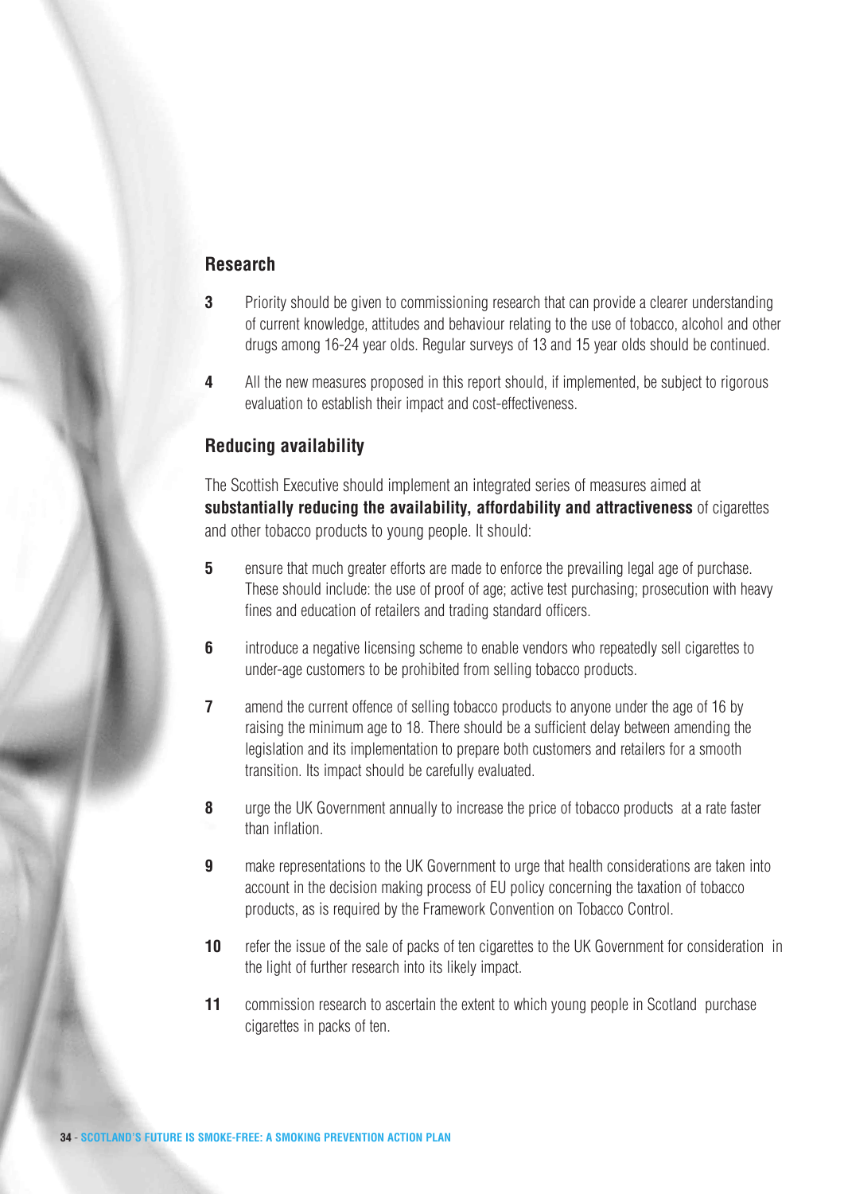## Research

3 Priority should be given to commissioning research that can provide a clearer understanding of current knowledge, attitudes and behaviour relating to the use of tobacco, alcohol and other drugs among 16-24 year olds. Regular surveys of 13 and 15 year olds should be continued.

4 All the new measures proposed in this report should, if implemented, be subject to rigorous evaluation to establish their impact and cost-effectiveness.

## Reducing availability

The Scottish Executive should implement an integrated series of measures aimed at **substantially reducing the availability, affordability and attractiveness** of cigarettes and other tobacco products to young people. It should:

5 ensure that much greater efforts are made to enforce the prevailing legal age of purchase. These should include: the use of proof of age; active test purchasing; prosecution with heavy fines and education of retailers and trading standard officers.

6 introduce a negative licensing scheme to enable vendors who repeatedly sell cigarettes to under-age customers to be prohibited from selling tobacco products.

7 amend the current offence of selling tobacco products to anyone under the age of 16 by raising the minimum age to 18. There should be a sufficient delay between amending the legislation and its implementation to prepare both customers and retailers for a smooth transition. Its impact should be carefully evaluated.

8 urge the UK Government annually to increase the price of tobacco products at a rate faster than inflation.

9 make representations to the UK Government to urge that health considerations are taken into account in the decision making process of EU policy concerning the taxation of tobacco products, as is required by the Framework Convention on Tobacco Control.

10 refer the issue of the sale of packs of ten cigarettes to the UK Government for consideration in the light of further research into its likely impact.

11 commission research to ascertain the extent to which young people in Scotland purchase cigarettes in packs of ten.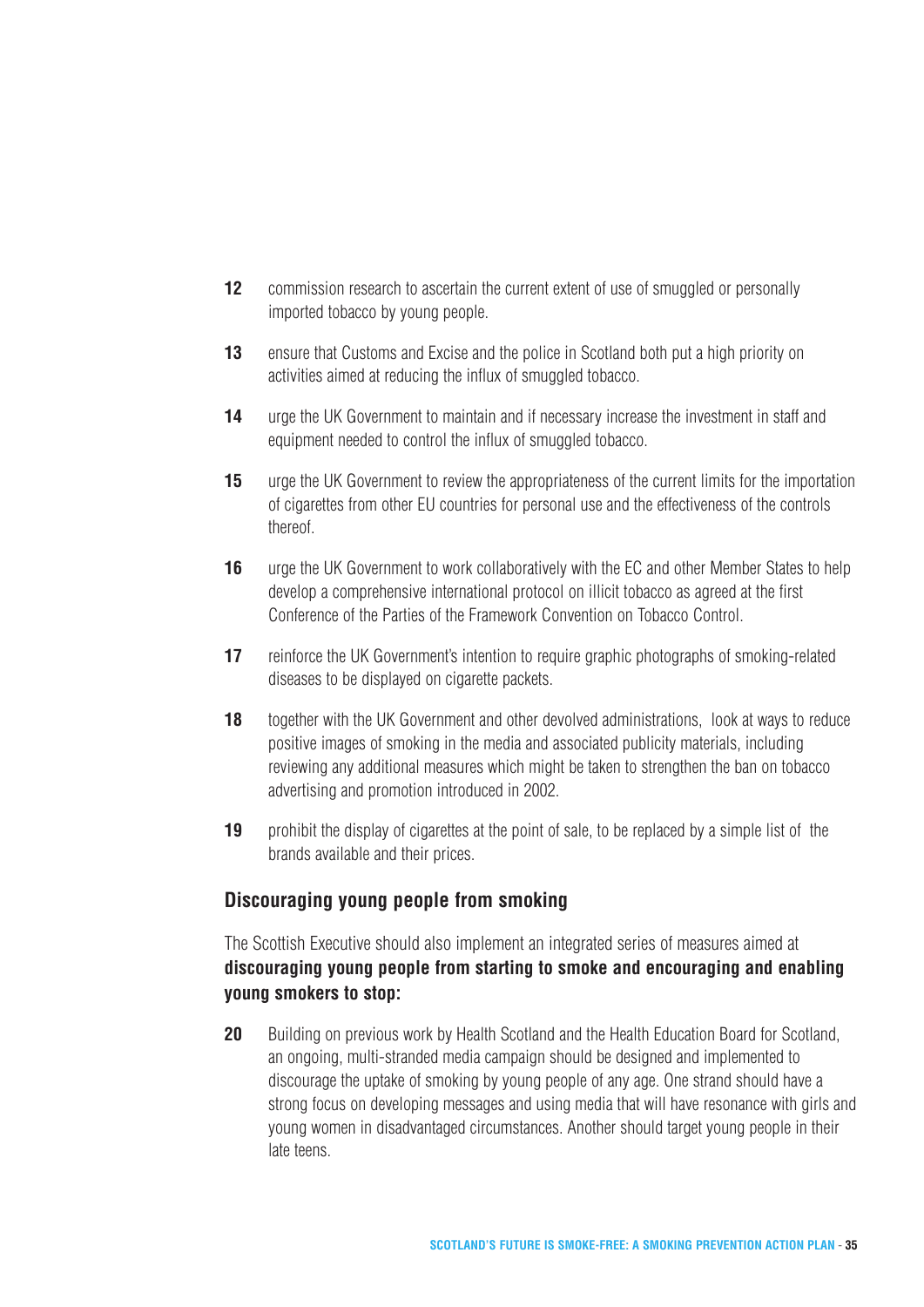**12** commission research to ascertain the current extent of use of smuggled or personally imported tobacco by young people.

**13** ensure that Customs and Excise and the police in Scotland both put a high priority on activities aimed at reducing the influx of smuggled tobacco.

**14** urge the UK Government to maintain and if necessary increase the investment in staff and equipment needed to control the influx of smuggled tobacco.

**15** urge the UK Government to review the appropriateness of the current limits for the importation of cigarettes from other EU countries for personal use and the effectiveness of the controls thereof.

**16** urge the UK Government to work collaboratively with the EC and other Member States to help develop a comprehensive international protocol on illicit tobacco as agreed at the first Conference of the Parties of the Framework Convention on Tobacco Control.

**17** reinforce the UK Government's intention to require graphic photographs of smoking-related diseases to be displayed on cigarette packets.

**18** together with the UK Government and other devolved administrations, look at ways to reduce positive images of smoking in the media and associated publicity materials, including reviewing any additional measures which might be taken to strengthen the ban on tobacco advertising and promotion introduced in 2002.

**19** prohibit the display of cigarettes at the point of sale, to be replaced by a simple list of the brands available and their prices.

## Discouraging young people from smoking

The Scottish Executive should also implement an integrated series of measures aimed at **discouraging young people from starting to smoke and encouraging and enabling young smokers to stop:**

**20** Building on previous work by Health Scotland and the Health Education Board for Scotland, an ongoing, multi-stranded media campaign should be designed and implemented to discourage the uptake of smoking by young people of any age. One strand should have a strong focus on developing messages and using media that will have resonance with girls and young women in disadvantaged circumstances. Another should target young people in their late teens.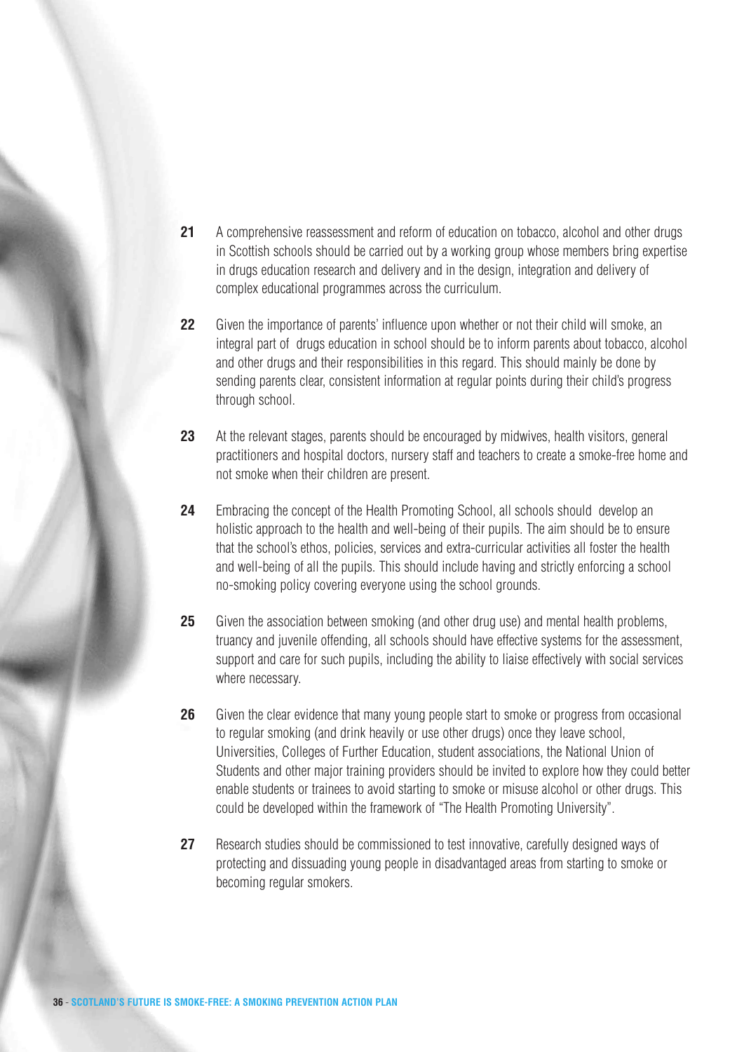**21** A comprehensive reassessment and reform of education on tobacco, alcohol and other drugs in Scottish schools should be carried out by a working group whose members bring expertise in drugs education research and delivery and in the design, integration and delivery of complex educational programmes across the curriculum.

**22** Given the importance of parents' influence upon whether or not their child will smoke, an integral part of drugs education in school should be to inform parents about tobacco, alcohol and other drugs and their responsibilities in this regard. This should mainly be done by sending parents clear, consistent information at regular points during their child's progress through school.

**23** At the relevant stages, parents should be encouraged by midwives, health visitors, general practitioners and hospital doctors, nursery staff and teachers to create a smoke-free home and not smoke when their children are present.

**24** Embracing the concept of the Health Promoting School, all schools should develop an holistic approach to the health and well-being of their pupils. The aim should be to ensure that the school's ethos, policies, services and extra-curricular activities all foster the health and well-being of all the pupils. This should include having and strictly enforcing a school no-smoking policy covering everyone using the school grounds.

**25** Given the association between smoking (and other drug use) and mental health problems, truancy and juvenile offending, all schools should have effective systems for the assessment, support and care for such pupils, including the ability to liaise effectively with social services where necessary.

**26** Given the clear evidence that many young people start to smoke or progress from occasional to regular smoking (and drink heavily or use other drugs) once they leave school, Universities, Colleges of Further Education, student associations, the National Union of Students and other major training providers should be invited to explore how they could better enable students or trainees to avoid starting to smoke or misuse alcohol or other drugs. This could be developed within the framework of "The Health Promoting University".

**27** Research studies should be commissioned to test innovative, carefully designed ways of protecting and dissuading young people in disadvantaged areas from starting to smoke or becoming regular smokers.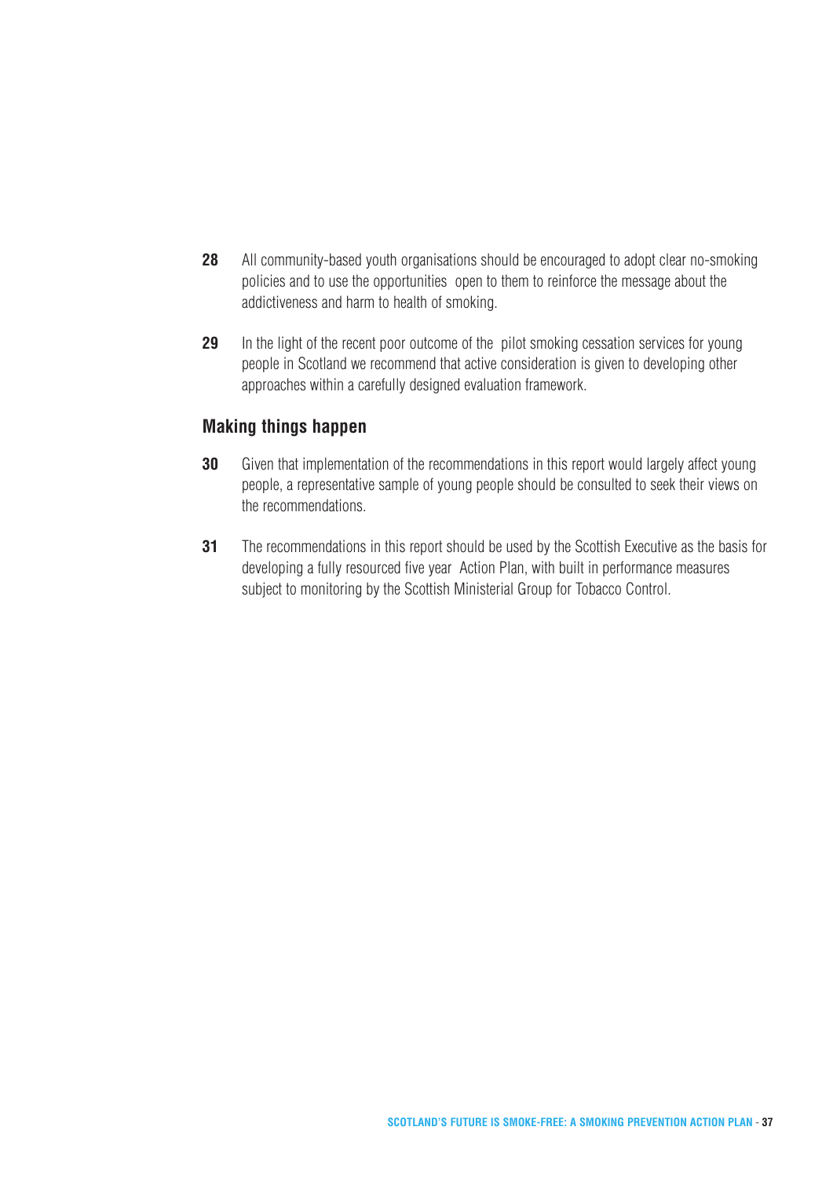**28** All community-based youth organisations should be encouraged to adopt clear no-smoking policies and to use the opportunities open to them to reinforce the message about the addictiveness and harm to health of smoking.

**29** In the light of the recent poor outcome of the pilot smoking cessation services for young people in Scotland we recommend that active consideration is given to developing other approaches within a carefully designed evaluation framework.

## Making things happen

**30** Given that implementation of the recommendations in this report would largely affect young people, a representative sample of young people should be consulted to seek their views on the recommendations.

**31** The recommendations in this report should be used by the Scottish Executive as the basis for developing a fully resourced five year Action Plan, with built in performance measures subject to monitoring by the Scottish Ministerial Group for Tobacco Control.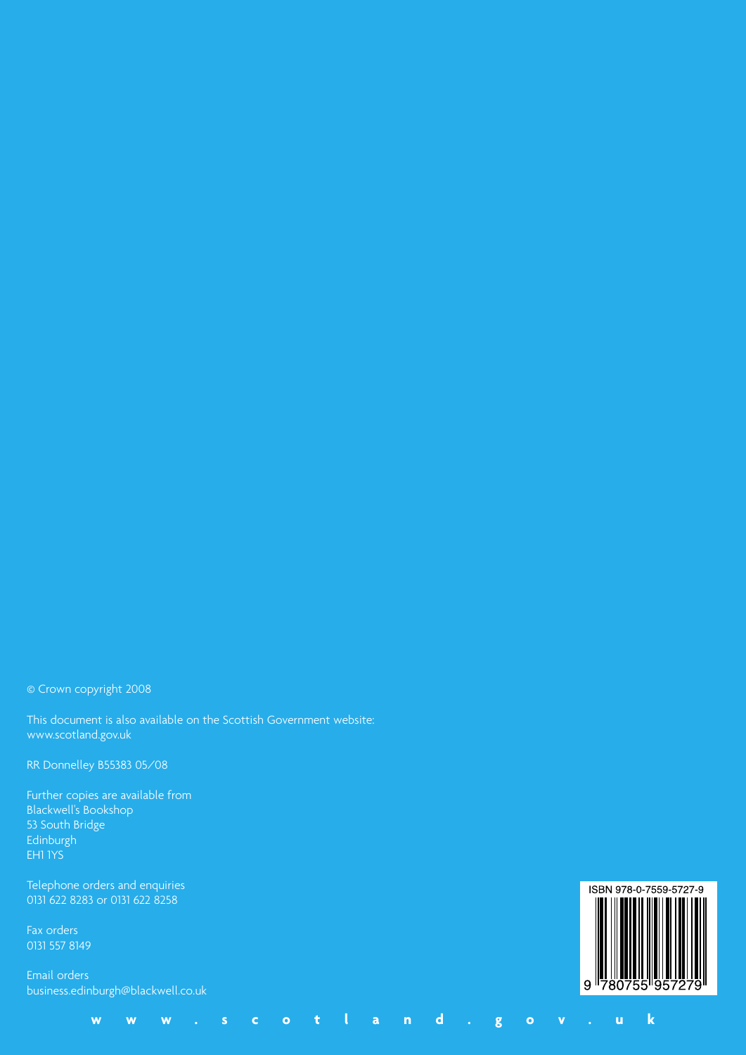© Crown copyright 2008

This document is also available on the Scottish Government website:
www.scotland.gov.uk

RR Donnelley B55383 05/08

Further copies are available from
Blackwell's Bookshop
53 South Bridge
Edinburgh
EH1 1YS

Telephone orders and enquiries
0131 622 8283 or 0131 622 8258

Fax orders
0131 557 8149

Email orders
business.edinburgh@blackwell.co.uk

ISBN 978-0-7559-5727-9

9 780755 957279

w w w . s c o t l a n d . g o v . u k